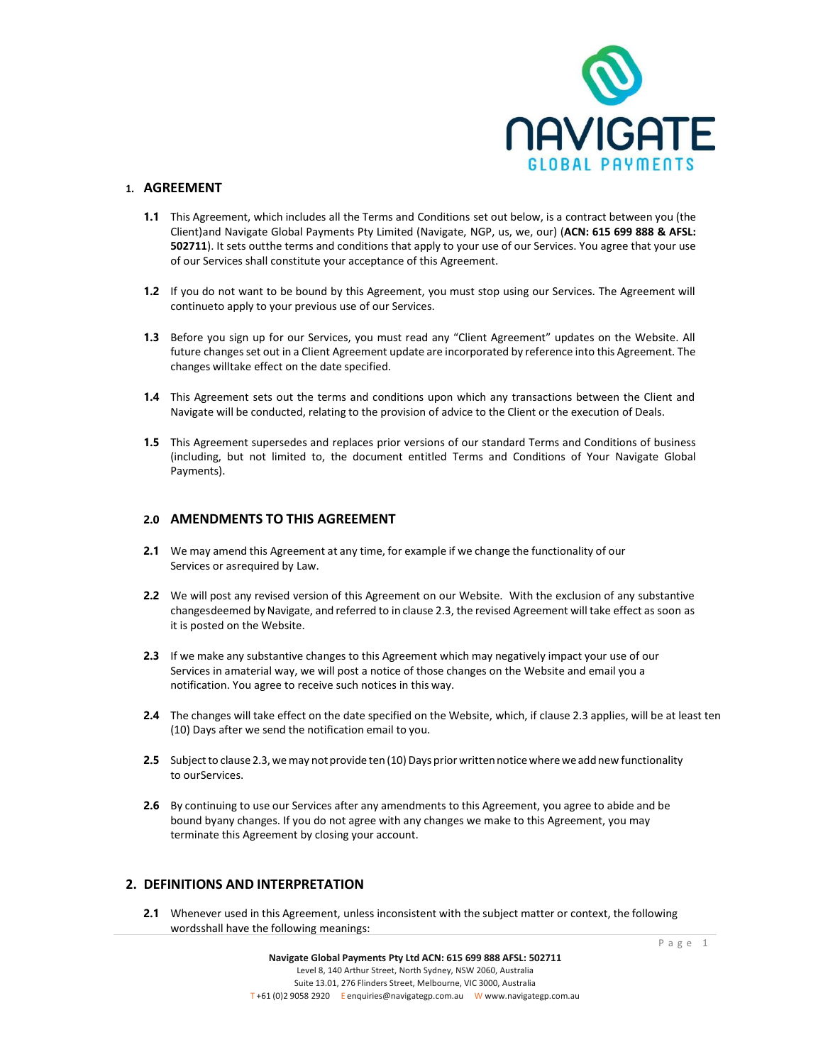## 1. AGREEMENT

**1.1** This Agreement, which includes all the Terms and Conditions set out below, is a contract between you (the Client)and Navigate Global Payments Pty Limited (Navigate, NGP, us, we, our) (**ACN: 615 699 888 & AFSL: 502711**). It sets outthe terms and conditions that apply to your use of our Services. You agree that your use of our Services shall constitute your acceptance of this Agreement.

**1.2** If you do not want to be bound by this Agreement, you must stop using our Services. The Agreement will continueto apply to your previous use of our Services.

**1.3** Before you sign up for our Services, you must read any "Client Agreement" updates on the Website. All future changes set out in a Client Agreement update are incorporated by reference into this Agreement. The changes willtake effect on the date specified.

**1.4** This Agreement sets out the terms and conditions upon which any transactions between the Client and Navigate will be conducted, relating to the provision of advice to the Client or the execution of Deals.

**1.5** This Agreement supersedes and replaces prior versions of our standard Terms and Conditions of business (including, but not limited to, the document entitled Terms and Conditions of Your Navigate Global Payments).

## 2.0 AMENDMENTS TO THIS AGREEMENT

**2.1** We may amend this Agreement at any time, for example if we change the functionality of our Services or asrequired by Law.

**2.2** We will post any revised version of this Agreement on our Website. With the exclusion of any substantive changesdeemed by Navigate, and referred to in clause 2.3, the revised Agreement will take effect as soon as it is posted on the Website.

**2.3** If we make any substantive changes to this Agreement which may negatively impact your use of our Services in amaterial way, we will post a notice of those changes on the Website and email you a notification. You agree to receive such notices in this way.

**2.4** The changes will take effect on the date specified on the Website, which, if clause 2.3 applies, will be at least ten (10) Days after we send the notification email to you.

**2.5** Subject to clause 2.3, we may not provide ten (10) Days prior written notice where we add new functionality to ourServices.

**2.6** By continuing to use our Services after any amendments to this Agreement, you agree to abide and be bound byany changes. If you do not agree with any changes we make to this Agreement, you may terminate this Agreement by closing your account.

## 2. DEFINITIONS AND INTERPRETATION

**2.1** Whenever used in this Agreement, unless inconsistent with the subject matter or context, the following wordsshall have the following meanings: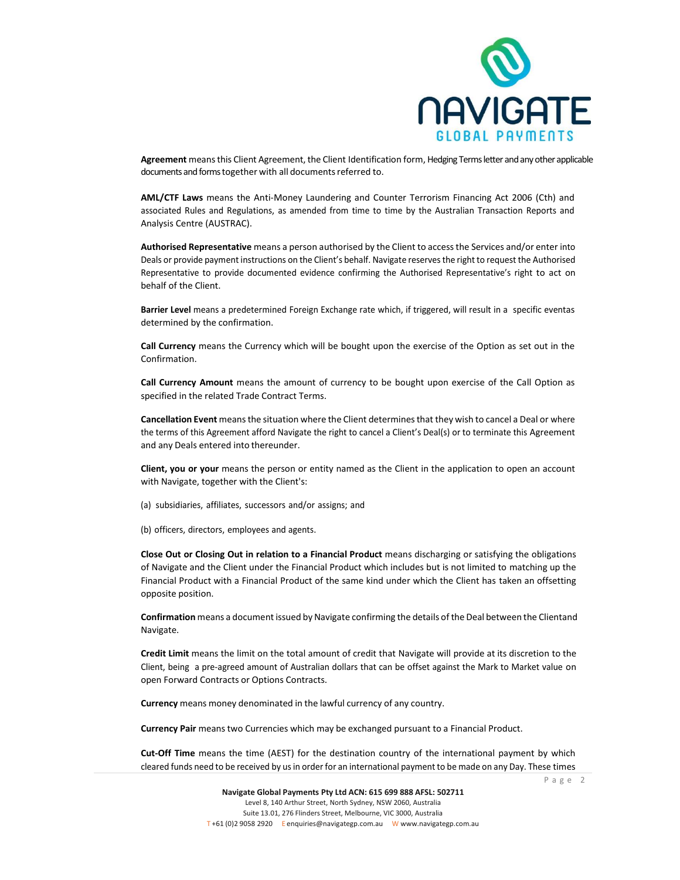**Agreement** means this Client Agreement, the Client Identification form, Hedging Terms letter and any other applicable documents and forms together with all documents referred to.

**AML/CTF Laws** means the Anti-Money Laundering and Counter Terrorism Financing Act 2006 (Cth) and associated Rules and Regulations, as amended from time to time by the Australian Transaction Reports and Analysis Centre (AUSTRAC).

**Authorised Representative** means a person authorised by the Client to access the Services and/or enter into Deals or provide payment instructions on the Client's behalf. Navigate reserves the right to request the Authorised Representative to provide documented evidence confirming the Authorised Representative's right to act on behalf of the Client.

**Barrier Level** means a predetermined Foreign Exchange rate which, if triggered, will result in a specific eventas determined by the confirmation.

**Call Currency** means the Currency which will be bought upon the exercise of the Option as set out in the Confirmation.

**Call Currency Amount** means the amount of currency to be bought upon exercise of the Call Option as specified in the related Trade Contract Terms.

**Cancellation Event** means the situation where the Client determines that they wish to cancel a Deal or where the terms of this Agreement afford Navigate the right to cancel a Client's Deal(s) or to terminate this Agreement and any Deals entered into thereunder.

**Client, you or your** means the person or entity named as the Client in the application to open an account with Navigate, together with the Client's:

(a) subsidiaries, affiliates, successors and/or assigns; and

(b) officers, directors, employees and agents.

**Close Out or Closing Out in relation to a Financial Product** means discharging or satisfying the obligations of Navigate and the Client under the Financial Product which includes but is not limited to matching up the Financial Product with a Financial Product of the same kind under which the Client has taken an offsetting opposite position.

**Confirmation** means a document issued by Navigate confirming the details of the Deal between the Clientand Navigate.

**Credit Limit** means the limit on the total amount of credit that Navigate will provide at its discretion to the Client, being a pre-agreed amount of Australian dollars that can be offset against the Mark to Market value on open Forward Contracts or Options Contracts.

**Currency** means money denominated in the lawful currency of any country.

**Currency Pair** means two Currencies which may be exchanged pursuant to a Financial Product.

**Cut-Off Time** means the time (AEST) for the destination country of the international payment by which cleared funds need to be received by us in order for an international payment to be made on any Day. These times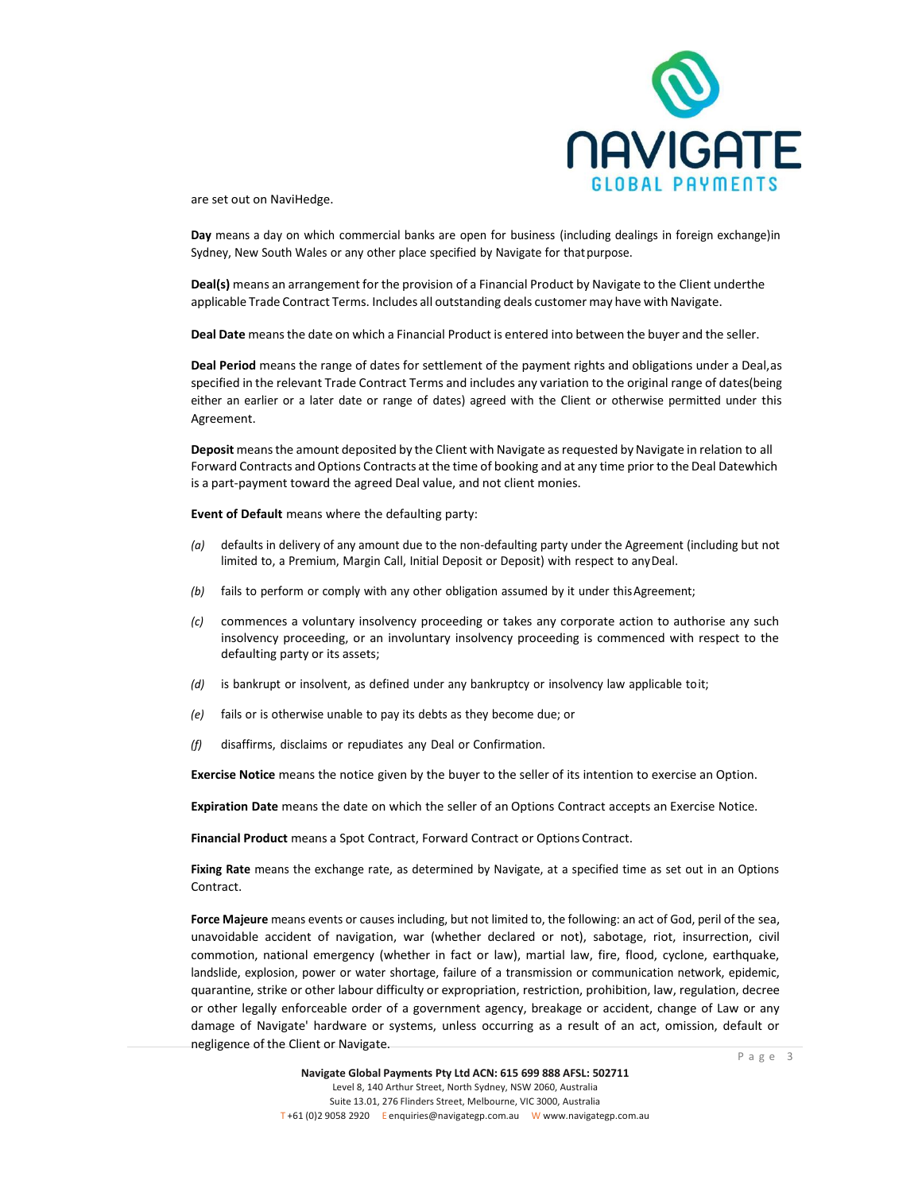are set out on NaviHedge.

**Day** means a day on which commercial banks are open for business (including dealings in foreign exchange)in Sydney, New South Wales or any other place specified by Navigate for that purpose.

**Deal(s)** means an arrangement for the provision of a Financial Product by Navigate to the Client underthe applicable Trade Contract Terms. Includes all outstanding deals customer may have with Navigate.

**Deal Date** means the date on which a Financial Product is entered into between the buyer and the seller.

**Deal Period** means the range of dates for settlement of the payment rights and obligations under a Deal,as specified in the relevant Trade Contract Terms and includes any variation to the original range of dates(being either an earlier or a later date or range of dates) agreed with the Client or otherwise permitted under this Agreement.

**Deposit** means the amount deposited by the Client with Navigate as requested by Navigate in relation to all Forward Contracts and Options Contracts at the time of booking and at any time prior to the Deal Datewhich is a part-payment toward the agreed Deal value, and not client monies.

**Event of Default** means where the defaulting party:

*(a)* defaults in delivery of any amount due to the non-defaulting party under the Agreement (including but not limited to, a Premium, Margin Call, Initial Deposit or Deposit) with respect to any Deal.

*(b)* fails to perform or comply with any other obligation assumed by it under this Agreement;

*(c)* commences a voluntary insolvency proceeding or takes any corporate action to authorise any such insolvency proceeding, or an involuntary insolvency proceeding is commenced with respect to the defaulting party or its assets;

*(d)* is bankrupt or insolvent, as defined under any bankruptcy or insolvency law applicable to it;

*(e)* fails or is otherwise unable to pay its debts as they become due; or

*(f)* disaffirms, disclaims or repudiates any Deal or Confirmation.

**Exercise Notice** means the notice given by the buyer to the seller of its intention to exercise an Option.

**Expiration Date** means the date on which the seller of an Options Contract accepts an Exercise Notice.

**Financial Product** means a Spot Contract, Forward Contract or Options Contract.

**Fixing Rate** means the exchange rate, as determined by Navigate, at a specified time as set out in an Options Contract.

**Force Majeure** means events or causes including, but not limited to, the following: an act of God, peril of the sea, unavoidable accident of navigation, war (whether declared or not), sabotage, riot, insurrection, civil commotion, national emergency (whether in fact or law), martial law, fire, flood, cyclone, earthquake, landslide, explosion, power or water shortage, failure of a transmission or communication network, epidemic, quarantine, strike or other labour difficulty or expropriation, restriction, prohibition, law, regulation, decree or other legally enforceable order of a government agency, breakage or accident, change of Law or any damage of Navigate' hardware or systems, unless occurring as a result of an act, omission, default or negligence of the Client or Navigate.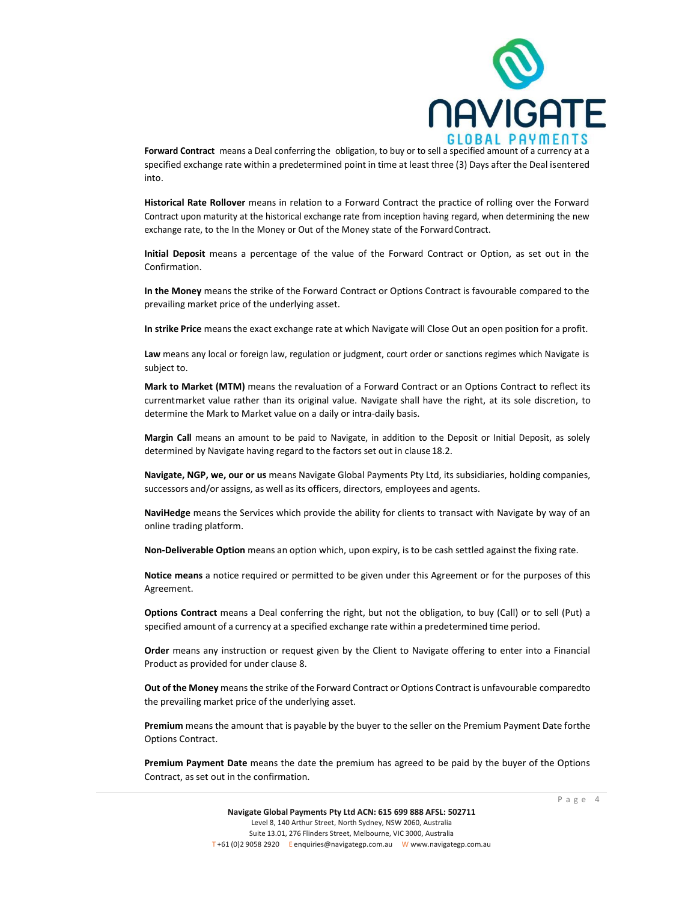**Forward Contract** means a Deal conferring the obligation, to buy or to sell a specified amount of a currency at a specified exchange rate within a predetermined point in time at least three (3) Days after the Deal isentered into.

**Historical Rate Rollover** means in relation to a Forward Contract the practice of rolling over the Forward Contract upon maturity at the historical exchange rate from inception having regard, when determining the new exchange rate, to the In the Money or Out of the Money state of the Forward Contract.

**Initial Deposit** means a percentage of the value of the Forward Contract or Option, as set out in the Confirmation.

**In the Money** means the strike of the Forward Contract or Options Contract is favourable compared to the prevailing market price of the underlying asset.

**In strike Price** means the exact exchange rate at which Navigate will Close Out an open position for a profit.

**Law** means any local or foreign law, regulation or judgment, court order or sanctions regimes which Navigate is subject to.

**Mark to Market (MTM)** means the revaluation of a Forward Contract or an Options Contract to reflect its current market value rather than its original value. Navigate shall have the right, at its sole discretion, to determine the Mark to Market value on a daily or intra-daily basis.

**Margin Call** means an amount to be paid to Navigate, in addition to the Deposit or Initial Deposit, as solely determined by Navigate having regard to the factors set out in clause 18.2.

**Navigate, NGP, we, our or us** means Navigate Global Payments Pty Ltd, its subsidiaries, holding companies, successors and/or assigns, as well as its officers, directors, employees and agents.

**NaviHedge** means the Services which provide the ability for clients to transact with Navigate by way of an online trading platform.

**Non-Deliverable Option** means an option which, upon expiry, is to be cash settled against the fixing rate.

**Notice means** a notice required or permitted to be given under this Agreement or for the purposes of this Agreement.

**Options Contract** means a Deal conferring the right, but not the obligation, to buy (Call) or to sell (Put) a specified amount of a currency at a specified exchange rate within a predetermined time period.

**Order** means any instruction or request given by the Client to Navigate offering to enter into a Financial Product as provided for under clause 8.

**Out of the Money** means the strike of the Forward Contract or Options Contract is unfavourable comparedto the prevailing market price of the underlying asset.

**Premium** means the amount that is payable by the buyer to the seller on the Premium Payment Date forthe Options Contract.

**Premium Payment Date** means the date the premium has agreed to be paid by the buyer of the Options Contract, as set out in the confirmation.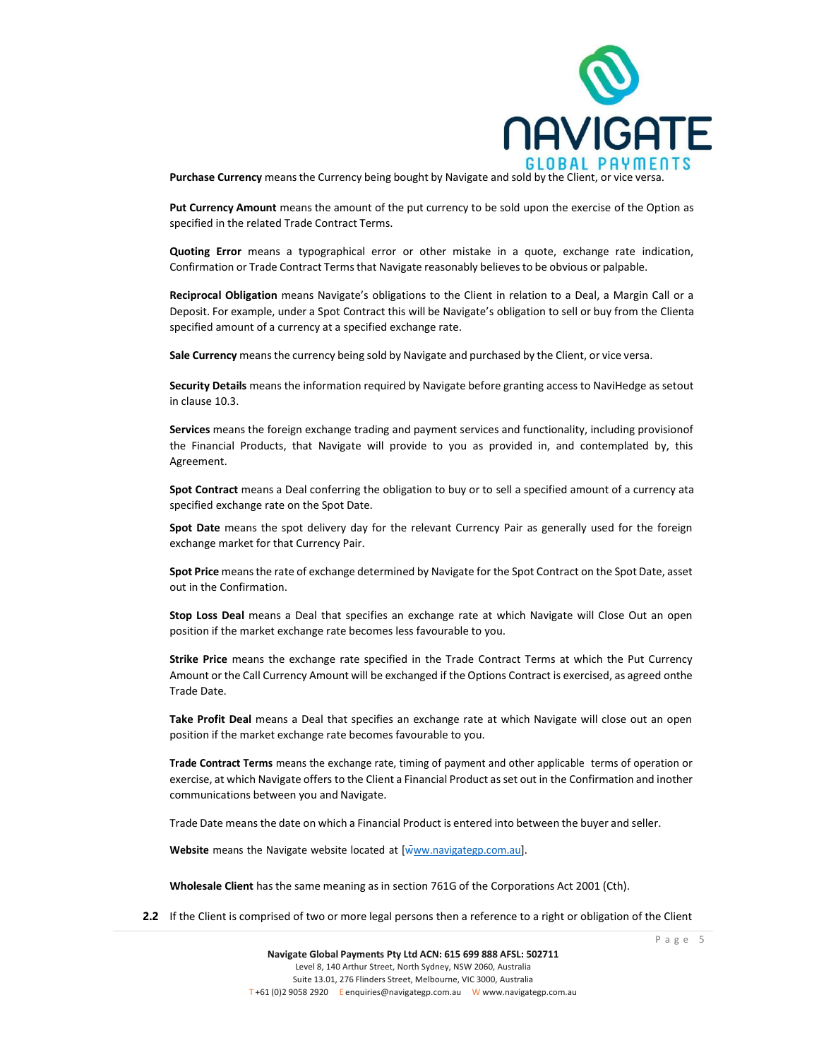**Purchase Currency** means the Currency being bought by Navigate and sold by the Client, or vice versa.

**Put Currency Amount** means the amount of the put currency to be sold upon the exercise of the Option as specified in the related Trade Contract Terms.

**Quoting Error** means a typographical error or other mistake in a quote, exchange rate indication, Confirmation or Trade Contract Terms that Navigate reasonably believes to be obvious or palpable.

**Reciprocal Obligation** means Navigate's obligations to the Client in relation to a Deal, a Margin Call or a Deposit. For example, under a Spot Contract this will be Navigate's obligation to sell or buy from the Clienta specified amount of a currency at a specified exchange rate.

**Sale Currency** means the currency being sold by Navigate and purchased by the Client, or vice versa.

**Security Details** means the information required by Navigate before granting access to NaviHedge as setout in clause 10.3.

**Services** means the foreign exchange trading and payment services and functionality, including provisionof the Financial Products, that Navigate will provide to you as provided in, and contemplated by, this Agreement.

**Spot Contract** means a Deal conferring the obligation to buy or to sell a specified amount of a currency ata specified exchange rate on the Spot Date.

**Spot Date** means the spot delivery day for the relevant Currency Pair as generally used for the foreign exchange market for that Currency Pair.

**Spot Price** means the rate of exchange determined by Navigate for the Spot Contract on the Spot Date, asset out in the Confirmation.

**Stop Loss Deal** means a Deal that specifies an exchange rate at which Navigate will Close Out an open position if the market exchange rate becomes less favourable to you.

**Strike Price** means the exchange rate specified in the Trade Contract Terms at which the Put Currency Amount or the Call Currency Amount will be exchanged if the Options Contract is exercised, as agreed onthe Trade Date.

**Take Profit Deal** means a Deal that specifies an exchange rate at which Navigate will close out an open position if the market exchange rate becomes favourable to you.

**Trade Contract Terms** means the exchange rate, timing of payment and other applicable terms of operation or exercise, at which Navigate offers to the Client a Financial Product as set out in the Confirmation and inother communications between you and Navigate.

Trade Date means the date on which a Financial Product is entered into between the buyer and seller.

**Website** means the Navigate website located at [www.navigategp.com.au].

**Wholesale Client** has the same meaning as in section 761G of the Corporations Act 2001 (Cth).

**2.2** If the Client is comprised of two or more legal persons then a reference to a right or obligation of the Client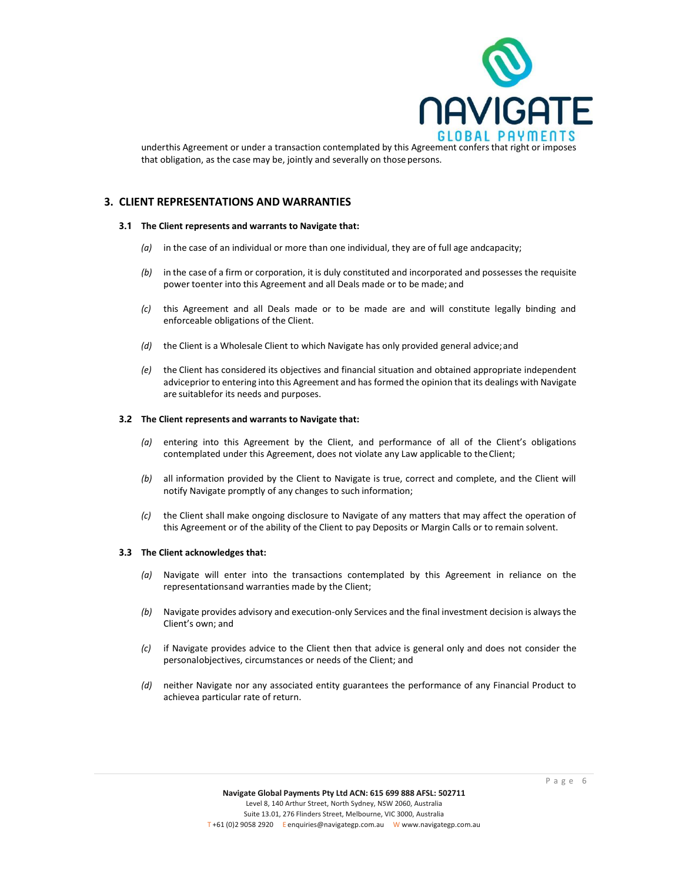underthis Agreement or under a transaction contemplated by this Agreement confers that right or imposes that obligation, as the case may be, jointly and severally on those persons.

## 3. CLIENT REPRESENTATIONS AND WARRANTIES

### 3.1 The Client represents and warrants to Navigate that:

*(a)* in the case of an individual or more than one individual, they are of full age andcapacity;

*(b)* in the case of a firm or corporation, it is duly constituted and incorporated and possesses the requisite power toenter into this Agreement and all Deals made or to be made; and

*(c)* this Agreement and all Deals made or to be made are and will constitute legally binding and enforceable obligations of the Client.

*(d)* the Client is a Wholesale Client to which Navigate has only provided general advice; and

*(e)* the Client has considered its objectives and financial situation and obtained appropriate independent adviceprior to entering into this Agreement and has formed the opinion that its dealings with Navigate are suitablefor its needs and purposes.

### 3.2 The Client represents and warrants to Navigate that:

*(a)* entering into this Agreement by the Client, and performance of all of the Client's obligations contemplated under this Agreement, does not violate any Law applicable to theClient;

*(b)* all information provided by the Client to Navigate is true, correct and complete, and the Client will notify Navigate promptly of any changes to such information;

*(c)* the Client shall make ongoing disclosure to Navigate of any matters that may affect the operation of this Agreement or of the ability of the Client to pay Deposits or Margin Calls or to remain solvent.

### 3.3 The Client acknowledges that:

*(a)* Navigate will enter into the transactions contemplated by this Agreement in reliance on the representationsand warranties made by the Client;

*(b)* Navigate provides advisory and execution-only Services and the final investment decision is always the Client's own; and

*(c)* if Navigate provides advice to the Client then that advice is general only and does not consider the personalobjectives, circumstances or needs of the Client; and

*(d)* neither Navigate nor any associated entity guarantees the performance of any Financial Product to achievea particular rate of return.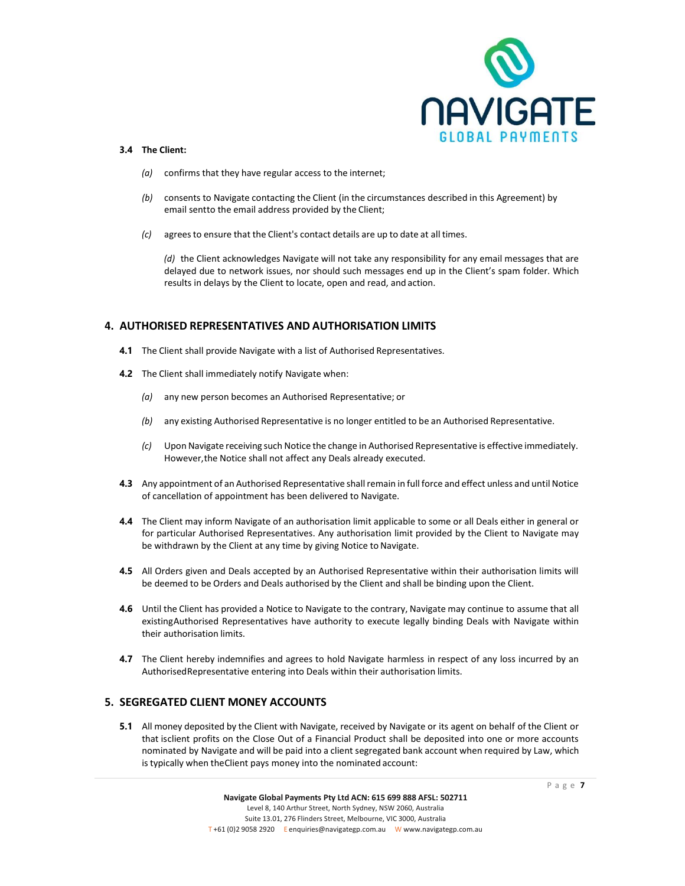**3.4 The Client:**

*(a)* confirms that they have regular access to the internet;

*(b)* consents to Navigate contacting the Client (in the circumstances described in this Agreement) by email sentto the email address provided by the Client;

*(c)* agrees to ensure that the Client's contact details are up to date at all times.

*(d)* the Client acknowledges Navigate will not take any responsibility for any email messages that are delayed due to network issues, nor should such messages end up in the Client's spam folder. Which results in delays by the Client to locate, open and read, and action.

## 4. AUTHORISED REPRESENTATIVES AND AUTHORISATION LIMITS

**4.1** The Client shall provide Navigate with a list of Authorised Representatives.

**4.2** The Client shall immediately notify Navigate when:

*(a)* any new person becomes an Authorised Representative; or

*(b)* any existing Authorised Representative is no longer entitled to be an Authorised Representative.

*(c)* Upon Navigate receiving such Notice the change in Authorised Representative is effective immediately. However,the Notice shall not affect any Deals already executed.

**4.3** Any appointment of an Authorised Representative shall remain in full force and effect unless and until Notice of cancellation of appointment has been delivered to Navigate.

**4.4** The Client may inform Navigate of an authorisation limit applicable to some or all Deals either in general or for particular Authorised Representatives. Any authorisation limit provided by the Client to Navigate may be withdrawn by the Client at any time by giving Notice to Navigate.

**4.5** All Orders given and Deals accepted by an Authorised Representative within their authorisation limits will be deemed to be Orders and Deals authorised by the Client and shall be binding upon the Client.

**4.6** Until the Client has provided a Notice to Navigate to the contrary, Navigate may continue to assume that all existingAuthorised Representatives have authority to execute legally binding Deals with Navigate within their authorisation limits.

**4.7** The Client hereby indemnifies and agrees to hold Navigate harmless in respect of any loss incurred by an AuthorisedRepresentative entering into Deals within their authorisation limits.

## 5. SEGREGATED CLIENT MONEY ACCOUNTS

**5.1** All money deposited by the Client with Navigate, received by Navigate or its agent on behalf of the Client or that isclient profits on the Close Out of a Financial Product shall be deposited into one or more accounts nominated by Navigate and will be paid into a client segregated bank account when required by Law, which is typically when theClient pays money into the nominated account: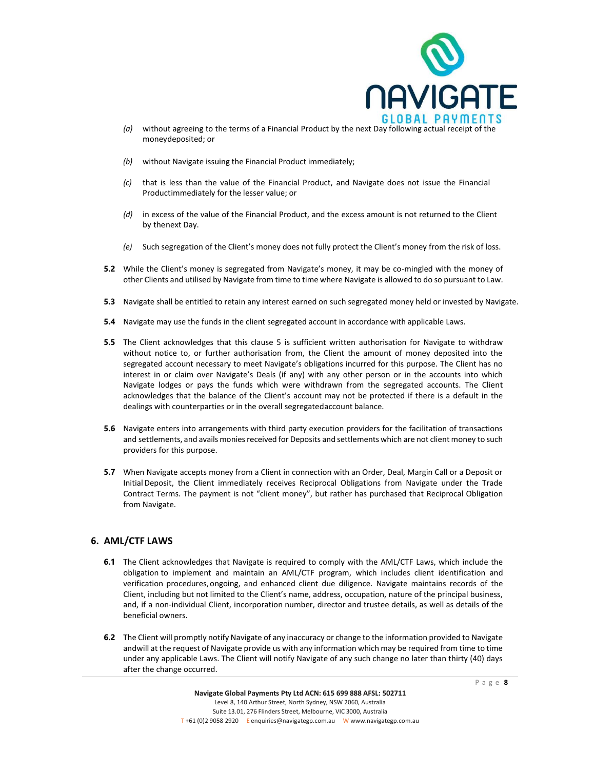*(a)* without agreeing to the terms of a Financial Product by the next Day following actual receipt of the moneydeposited; or

*(b)* without Navigate issuing the Financial Product immediately;

*(c)* that is less than the value of the Financial Product, and Navigate does not issue the Financial Productimmediately for the lesser value; or

*(d)* in excess of the value of the Financial Product, and the excess amount is not returned to the Client by thenext Day.

*(e)* Such segregation of the Client's money does not fully protect the Client's money from the risk of loss.

**5.2** While the Client's money is segregated from Navigate's money, it may be co-mingled with the money of other Clients and utilised by Navigate from time to time where Navigate is allowed to do so pursuant to Law.

**5.3** Navigate shall be entitled to retain any interest earned on such segregated money held or invested by Navigate.

**5.4** Navigate may use the funds in the client segregated account in accordance with applicable Laws.

**5.5** The Client acknowledges that this clause 5 is sufficient written authorisation for Navigate to withdraw without notice to, or further authorisation from, the Client the amount of money deposited into the segregated account necessary to meet Navigate's obligations incurred for this purpose. The Client has no interest in or claim over Navigate's Deals (if any) with any other person or in the accounts into which Navigate lodges or pays the funds which were withdrawn from the segregated accounts. The Client acknowledges that the balance of the Client's account may not be protected if there is a default in the dealings with counterparties or in the overall segregatedaccount balance.

**5.6** Navigate enters into arrangements with third party execution providers for the facilitation of transactions and settlements, and avails monies received for Deposits and settlements which are not client money to such providers for this purpose.

**5.7** When Navigate accepts money from a Client in connection with an Order, Deal, Margin Call or a Deposit or Initial Deposit, the Client immediately receives Reciprocal Obligations from Navigate under the Trade Contract Terms. The payment is not "client money", but rather has purchased that Reciprocal Obligation from Navigate.

## 6. AML/CTF LAWS

**6.1** The Client acknowledges that Navigate is required to comply with the AML/CTF Laws, which include the obligation to implement and maintain an AML/CTF program, which includes client identification and verification procedures, ongoing, and enhanced client due diligence. Navigate maintains records of the Client, including but not limited to the Client's name, address, occupation, nature of the principal business, and, if a non-individual Client, incorporation number, director and trustee details, as well as details of the beneficial owners.

**6.2** The Client will promptly notify Navigate of any inaccuracy or change to the information provided to Navigate andwill at the request of Navigate provide us with any information which may be required from time to time under any applicable Laws. The Client will notify Navigate of any such change no later than thirty (40) days after the change occurred.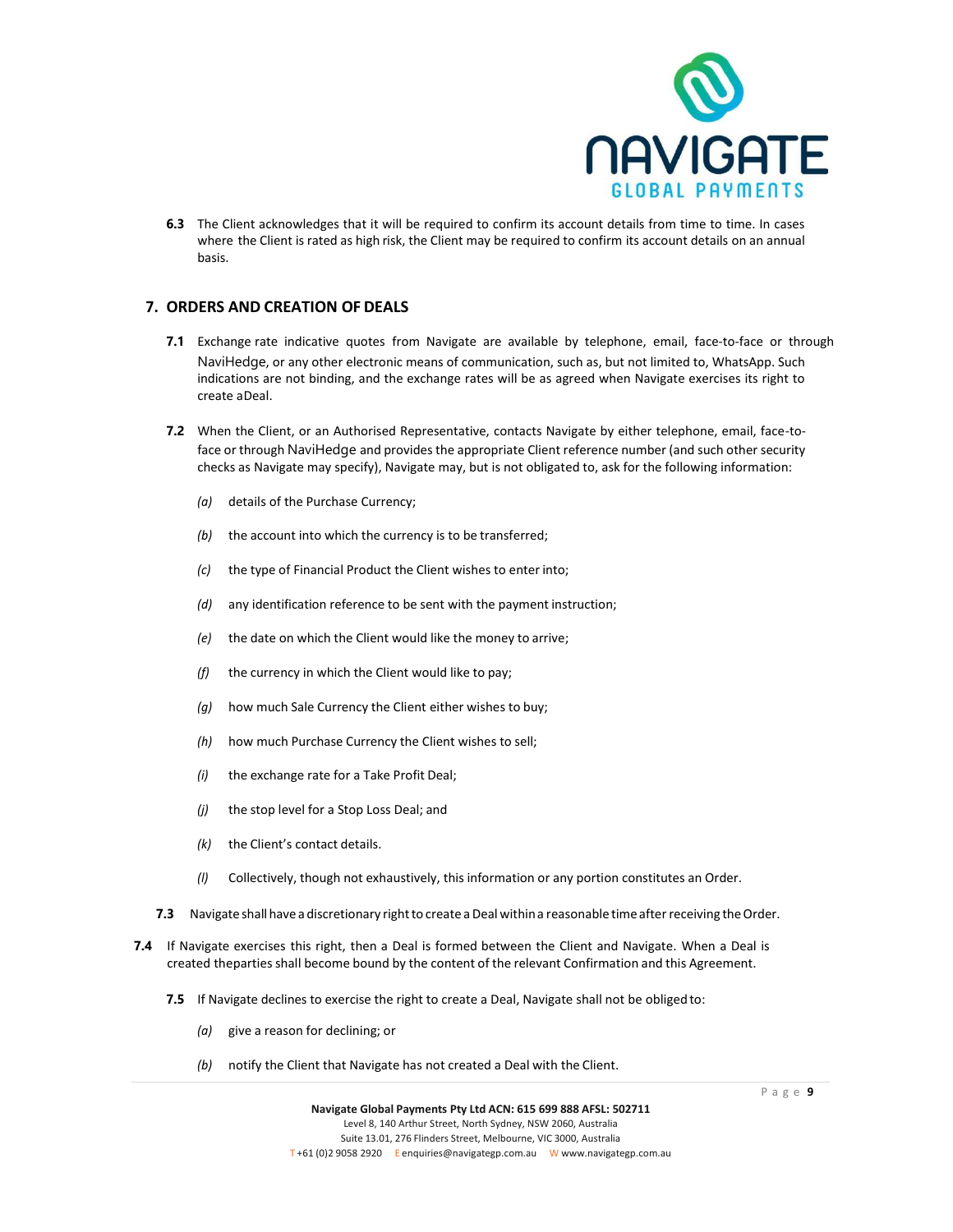**6.3** The Client acknowledges that it will be required to confirm its account details from time to time. In cases where the Client is rated as high risk, the Client may be required to confirm its account details on an annual basis.

## 7. ORDERS AND CREATION OF DEALS

**7.1** Exchange rate indicative quotes from Navigate are available by telephone, email, face-to-face or through NaviHedge, or any other electronic means of communication, such as, but not limited to, WhatsApp. Such indications are not binding, and the exchange rates will be as agreed when Navigate exercises its right to create a Deal.

**7.2** When the Client, or an Authorised Representative, contacts Navigate by either telephone, email, face-to-face or through NaviHedge and provides the appropriate Client reference number (and such other security checks as Navigate may specify), Navigate may, but is not obligated to, ask for the following information:

*(a)* details of the Purchase Currency;

*(b)* the account into which the currency is to be transferred;

*(c)* the type of Financial Product the Client wishes to enter into;

*(d)* any identification reference to be sent with the payment instruction;

*(e)* the date on which the Client would like the money to arrive;

*(f)* the currency in which the Client would like to pay;

*(g)* how much Sale Currency the Client either wishes to buy;

*(h)* how much Purchase Currency the Client wishes to sell;

*(i)* the exchange rate for a Take Profit Deal;

*(j)* the stop level for a Stop Loss Deal; and

*(k)* the Client's contact details.

*(l)* Collectively, though not exhaustively, this information or any portion constitutes an Order.

**7.3** Navigate shall have a discretionary right to create a Deal within a reasonable time after receiving the Order.

**7.4** If Navigate exercises this right, then a Deal is formed between the Client and Navigate. When a Deal is created the parties shall become bound by the content of the relevant Confirmation and this Agreement.

**7.5** If Navigate declines to exercise the right to create a Deal, Navigate shall not be obliged to:

*(a)* give a reason for declining; or

*(b)* notify the Client that Navigate has not created a Deal with the Client.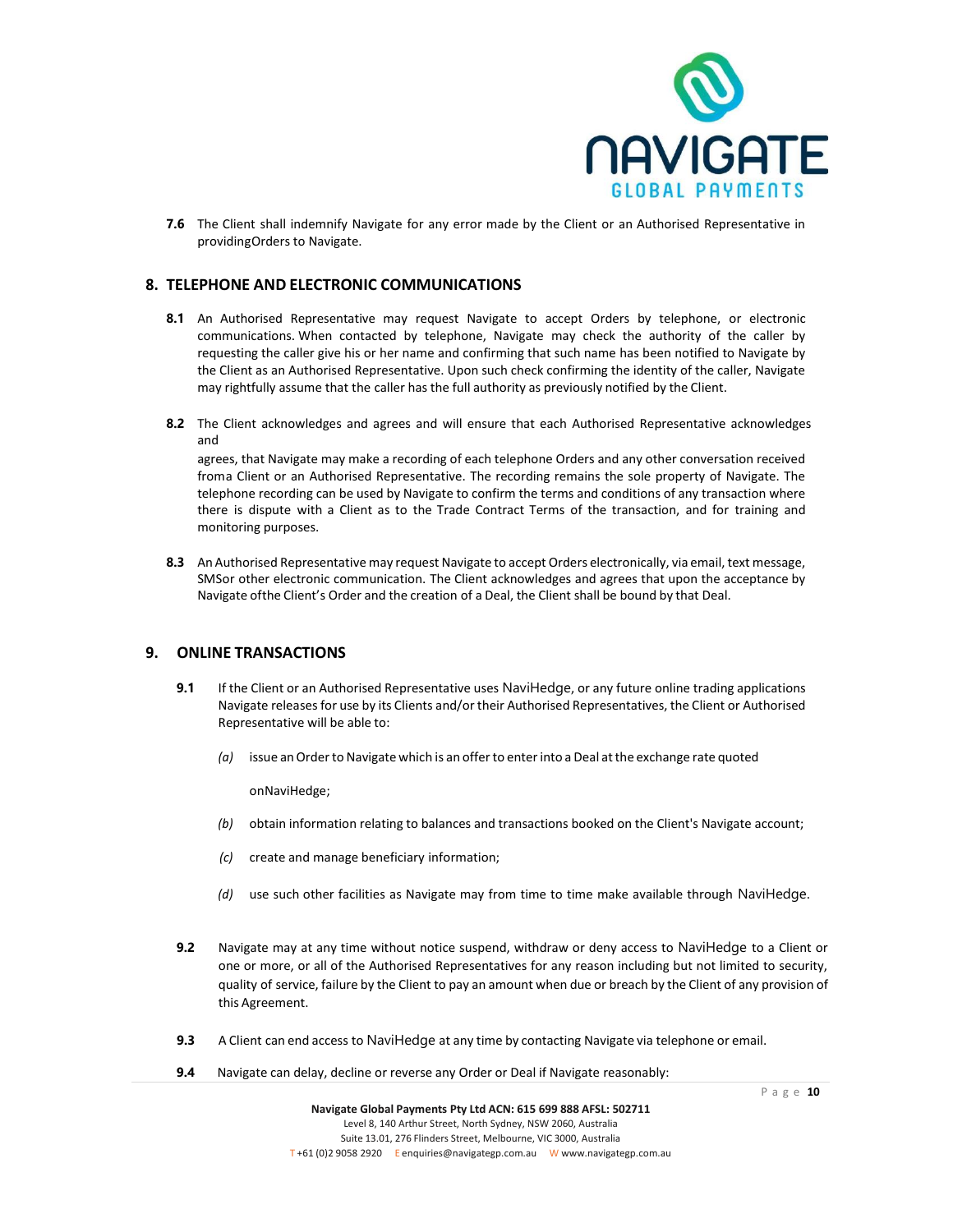**7.6** The Client shall indemnify Navigate for any error made by the Client or an Authorised Representative in providingOrders to Navigate.

## 8. TELEPHONE AND ELECTRONIC COMMUNICATIONS

**8.1** An Authorised Representative may request Navigate to accept Orders by telephone, or electronic communications. When contacted by telephone, Navigate may check the authority of the caller by requesting the caller give his or her name and confirming that such name has been notified to Navigate by the Client as an Authorised Representative. Upon such check confirming the identity of the caller, Navigate may rightfully assume that the caller has the full authority as previously notified by the Client.

**8.2** The Client acknowledges and agrees and will ensure that each Authorised Representative acknowledges and

agrees, that Navigate may make a recording of each telephone Orders and any other conversation received froma Client or an Authorised Representative. The recording remains the sole property of Navigate. The telephone recording can be used by Navigate to confirm the terms and conditions of any transaction where there is dispute with a Client as to the Trade Contract Terms of the transaction, and for training and monitoring purposes.

**8.3** An Authorised Representative may request Navigate to accept Orders electronically, via email, text message, SMSor other electronic communication. The Client acknowledges and agrees that upon the acceptance by Navigate ofthe Client's Order and the creation of a Deal, the Client shall be bound by that Deal.

## 9. ONLINE TRANSACTIONS

**9.1** If the Client or an Authorised Representative uses NaviHedge, or any future online trading applications Navigate releases for use by its Clients and/or their Authorised Representatives, the Client or Authorised Representative will be able to:

*(a)* issue an Order to Navigate which is an offer to enter into a Deal at the exchange rate quoted onNaviHedge;

*(b)* obtain information relating to balances and transactions booked on the Client's Navigate account;

*(c)* create and manage beneficiary information;

*(d)* use such other facilities as Navigate may from time to time make available through NaviHedge.

**9.2** Navigate may at any time without notice suspend, withdraw or deny access to NaviHedge to a Client or one or more, or all of the Authorised Representatives for any reason including but not limited to security, quality of service, failure by the Client to pay an amount when due or breach by the Client of any provision of this Agreement.

**9.3** A Client can end access to NaviHedge at any time by contacting Navigate via telephone or email.

**9.4** Navigate can delay, decline or reverse any Order or Deal if Navigate reasonably: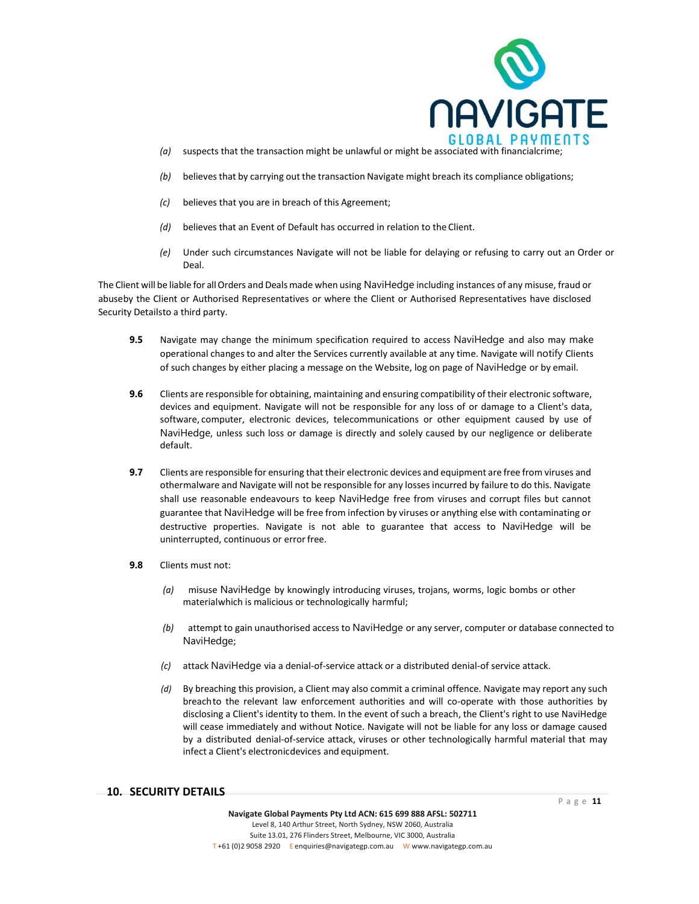*(a)* suspects that the transaction might be unlawful or might be associated with financialcrime;

*(b)* believes that by carrying out the transaction Navigate might breach its compliance obligations;

*(c)* believes that you are in breach of this Agreement;

*(d)* believes that an Event of Default has occurred in relation to the Client.

*(e)* Under such circumstances Navigate will not be liable for delaying or refusing to carry out an Order or Deal.

The Client will be liable for all Orders and Deals made when using NaviHedge including instances of any misuse, fraud or abuseby the Client or Authorised Representatives or where the Client or Authorised Representatives have disclosed Security Detailsto a third party.

**9.5** Navigate may change the minimum specification required to access NaviHedge and also may make operational changes to and alter the Services currently available at any time. Navigate will notify Clients of such changes by either placing a message on the Website, log on page of NaviHedge or by email.

**9.6** Clients are responsible for obtaining, maintaining and ensuring compatibility of their electronic software, devices and equipment. Navigate will not be responsible for any loss of or damage to a Client's data, software, computer, electronic devices, telecommunications or other equipment caused by use of NaviHedge, unless such loss or damage is directly and solely caused by our negligence or deliberate default.

**9.7** Clients are responsible for ensuring that their electronic devices and equipment are free from viruses and othermalware and Navigate will not be responsible for any losses incurred by failure to do this. Navigate shall use reasonable endeavours to keep NaviHedge free from viruses and corrupt files but cannot guarantee that NaviHedge will be free from infection by viruses or anything else with contaminating or destructive properties. Navigate is not able to guarantee that access to NaviHedge will be uninterrupted, continuous or error free.

**9.8** Clients must not:

*(a)* misuse NaviHedge by knowingly introducing viruses, trojans, worms, logic bombs or other materialwhich is malicious or technologically harmful;

*(b)* attempt to gain unauthorised access to NaviHedge or any server, computer or database connected to NaviHedge;

*(c)* attack NaviHedge via a denial-of-service attack or a distributed denial-of service attack.

*(d)* By breaching this provision, a Client may also commit a criminal offence. Navigate may report any such breachto the relevant law enforcement authorities and will co-operate with those authorities by disclosing a Client's identity to them. In the event of such a breach, the Client's right to use NaviHedge will cease immediately and without Notice. Navigate will not be liable for any loss or damage caused by a distributed denial-of-service attack, viruses or other technologically harmful material that may infect a Client's electronicdevices and equipment.

## 10. SECURITY DETAILS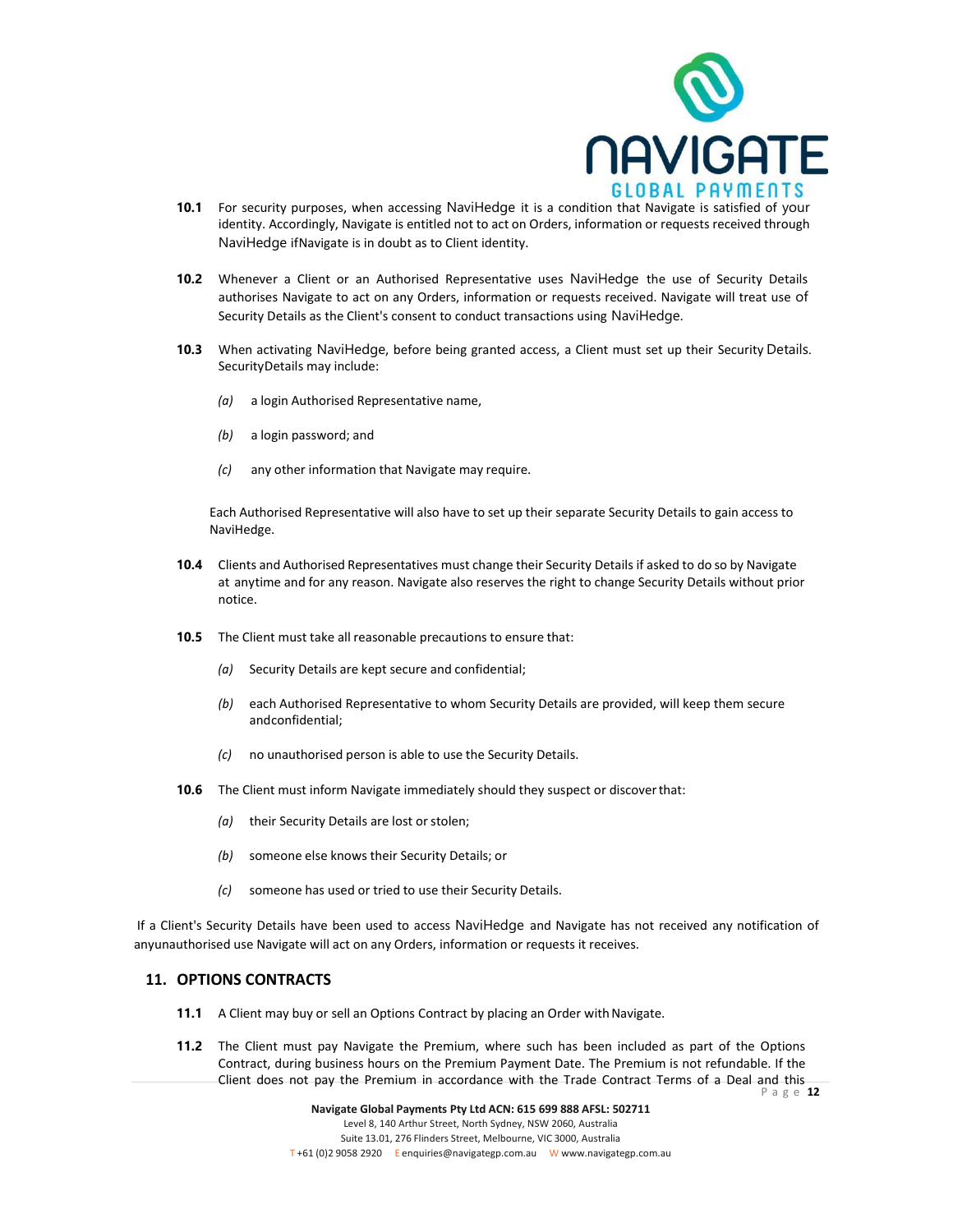**10.1** For security purposes, when accessing NaviHedge it is a condition that Navigate is satisfied of your identity. Accordingly, Navigate is entitled not to act on Orders, information or requests received through NaviHedge ifNavigate is in doubt as to Client identity.

**10.2** Whenever a Client or an Authorised Representative uses NaviHedge the use of Security Details authorises Navigate to act on any Orders, information or requests received. Navigate will treat use of Security Details as the Client's consent to conduct transactions using NaviHedge.

**10.3** When activating NaviHedge, before being granted access, a Client must set up their Security Details. SecurityDetails may include:

*(a)* a login Authorised Representative name,

*(b)* a login password; and

*(c)* any other information that Navigate may require.

Each Authorised Representative will also have to set up their separate Security Details to gain access to NaviHedge.

**10.4** Clients and Authorised Representatives must change their Security Details if asked to do so by Navigate at anytime and for any reason. Navigate also reserves the right to change Security Details without prior notice.

**10.5** The Client must take all reasonable precautions to ensure that:

*(a)* Security Details are kept secure and confidential;

*(b)* each Authorised Representative to whom Security Details are provided, will keep them secure andconfidential;

*(c)* no unauthorised person is able to use the Security Details.

**10.6** The Client must inform Navigate immediately should they suspect or discover that:

*(a)* their Security Details are lost or stolen;

*(b)* someone else knows their Security Details; or

*(c)* someone has used or tried to use their Security Details.

If a Client's Security Details have been used to access NaviHedge and Navigate has not received any notification of anyunauthorised use Navigate will act on any Orders, information or requests it receives.

## 11. OPTIONS CONTRACTS

**11.1** A Client may buy or sell an Options Contract by placing an Order with Navigate.

**11.2** The Client must pay Navigate the Premium, where such has been included as part of the Options Contract, during business hours on the Premium Payment Date. The Premium is not refundable. If the Client does not pay the Premium in accordance with the Trade Contract Terms of a Deal and this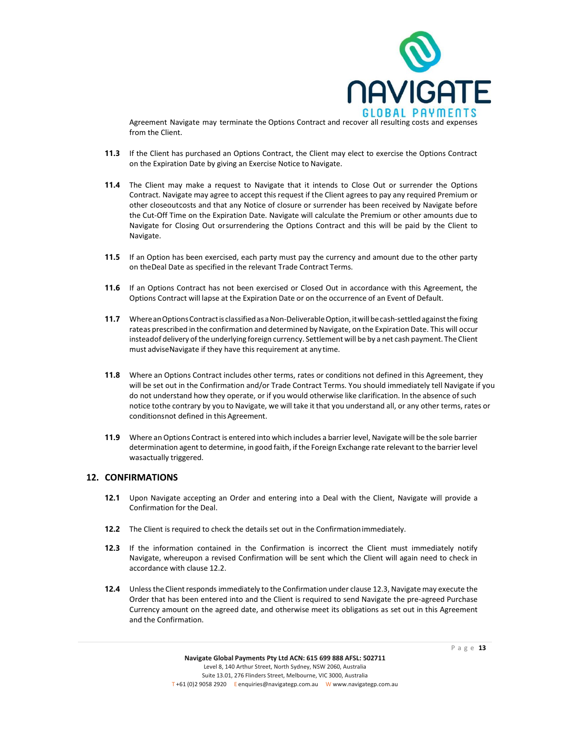Agreement Navigate may terminate the Options Contract and recover all resulting costs and expenses from the Client.

**11.3** If the Client has purchased an Options Contract, the Client may elect to exercise the Options Contract on the Expiration Date by giving an Exercise Notice to Navigate.

**11.4** The Client may make a request to Navigate that it intends to Close Out or surrender the Options Contract. Navigate may agree to accept this request if the Client agrees to pay any required Premium or other closeoutcosts and that any Notice of closure or surrender has been received by Navigate before the Cut-Off Time on the Expiration Date. Navigate will calculate the Premium or other amounts due to Navigate for Closing Out orsurrendering the Options Contract and this will be paid by the Client to Navigate.

**11.5** If an Option has been exercised, each party must pay the currency and amount due to the other party on theDeal Date as specified in the relevant Trade Contract Terms.

**11.6** If an Options Contract has not been exercised or Closed Out in accordance with this Agreement, the Options Contract will lapse at the Expiration Date or on the occurrence of an Event of Default.

**11.7** Where an Options Contract is classified as a Non-Deliverable Option, it will be cash-settled against the fixing rateas prescribed in the confirmation and determined by Navigate, on the Expiration Date. This will occur insteadof delivery of the underlying foreign currency. Settlement will be by a net cash payment. The Client must adviseNavigate if they have this requirement at any time.

**11.8** Where an Options Contract includes other terms, rates or conditions not defined in this Agreement, they will be set out in the Confirmation and/or Trade Contract Terms. You should immediately tell Navigate if you do not understand how they operate, or if you would otherwise like clarification. In the absence of such notice tothe contrary by you to Navigate, we will take it that you understand all, or any other terms, rates or conditionsnot defined in this Agreement.

**11.9** Where an Options Contract is entered into which includes a barrier level, Navigate will be the sole barrier determination agent to determine, in good faith, if the Foreign Exchange rate relevant to the barrier level wasactually triggered.

## 12. CONFIRMATIONS

**12.1** Upon Navigate accepting an Order and entering into a Deal with the Client, Navigate will provide a Confirmation for the Deal.

**12.2** The Client is required to check the details set out in the Confirmation immediately.

**12.3** If the information contained in the Confirmation is incorrect the Client must immediately notify Navigate, whereupon a revised Confirmation will be sent which the Client will again need to check in accordance with clause 12.2.

**12.4** Unless the Client responds immediately to the Confirmation under clause 12.3, Navigate may execute the Order that has been entered into and the Client is required to send Navigate the pre-agreed Purchase Currency amount on the agreed date, and otherwise meet its obligations as set out in this Agreement and the Confirmation.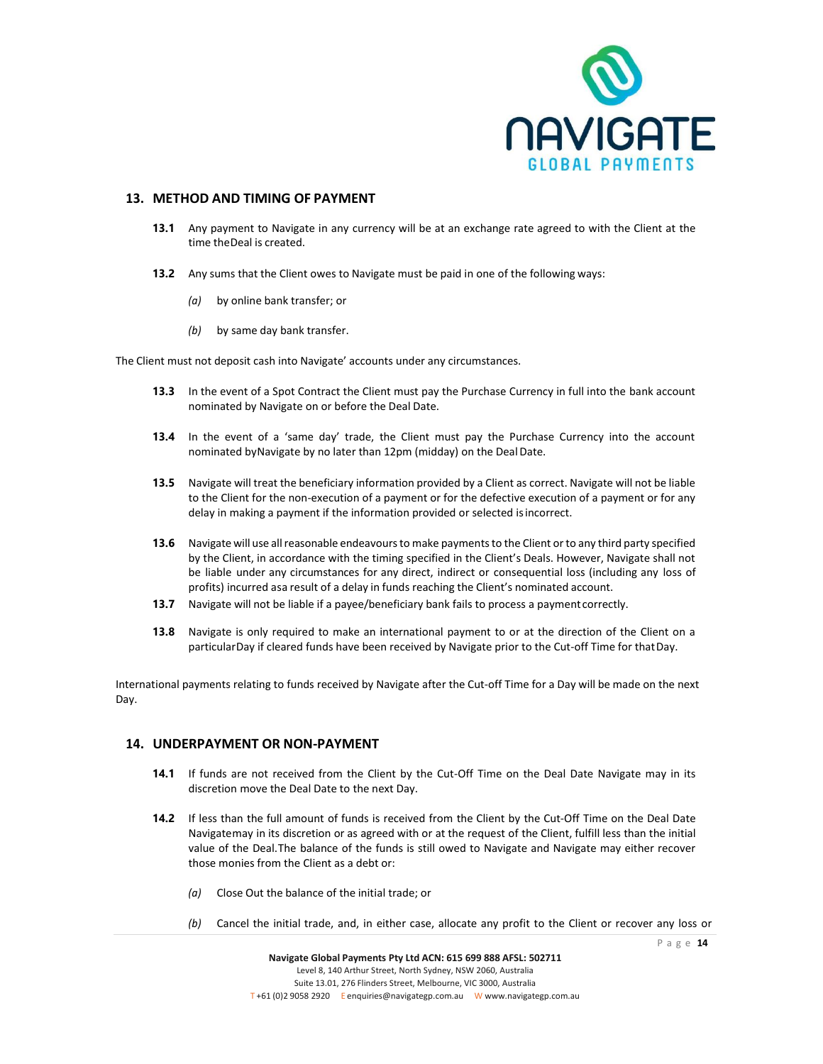## 13. METHOD AND TIMING OF PAYMENT

**13.1** Any payment to Navigate in any currency will be at an exchange rate agreed to with the Client at the time the Deal is created.

**13.2** Any sums that the Client owes to Navigate must be paid in one of the following ways:

*(a)* by online bank transfer; or

*(b)* by same day bank transfer.

The Client must not deposit cash into Navigate' accounts under any circumstances.

**13.3** In the event of a Spot Contract the Client must pay the Purchase Currency in full into the bank account nominated by Navigate on or before the Deal Date.

**13.4** In the event of a 'same day' trade, the Client must pay the Purchase Currency into the account nominated by Navigate by no later than 12pm (midday) on the Deal Date.

**13.5** Navigate will treat the beneficiary information provided by a Client as correct. Navigate will not be liable to the Client for the non-execution of a payment or for the defective execution of a payment or for any delay in making a payment if the information provided or selected is incorrect.

**13.6** Navigate will use all reasonable endeavours to make payments to the Client or to any third party specified by the Client, in accordance with the timing specified in the Client's Deals. However, Navigate shall not be liable under any circumstances for any direct, indirect or consequential loss (including any loss of profits) incurred as a result of a delay in funds reaching the Client's nominated account.

**13.7** Navigate will not be liable if a payee/beneficiary bank fails to process a payment correctly.

**13.8** Navigate is only required to make an international payment to or at the direction of the Client on a particular Day if cleared funds have been received by Navigate prior to the Cut-off Time for that Day.

International payments relating to funds received by Navigate after the Cut-off Time for a Day will be made on the next Day.

## 14. UNDERPAYMENT OR NON-PAYMENT

**14.1** If funds are not received from the Client by the Cut-Off Time on the Deal Date Navigate may in its discretion move the Deal Date to the next Day.

**14.2** If less than the full amount of funds is received from the Client by the Cut-Off Time on the Deal Date Navigate may in its discretion or as agreed with or at the request of the Client, fulfill less than the initial value of the Deal. The balance of the funds is still owed to Navigate and Navigate may either recover those monies from the Client as a debt or:

*(a)* Close Out the balance of the initial trade; or

*(b)* Cancel the initial trade, and, in either case, allocate any profit to the Client or recover any loss or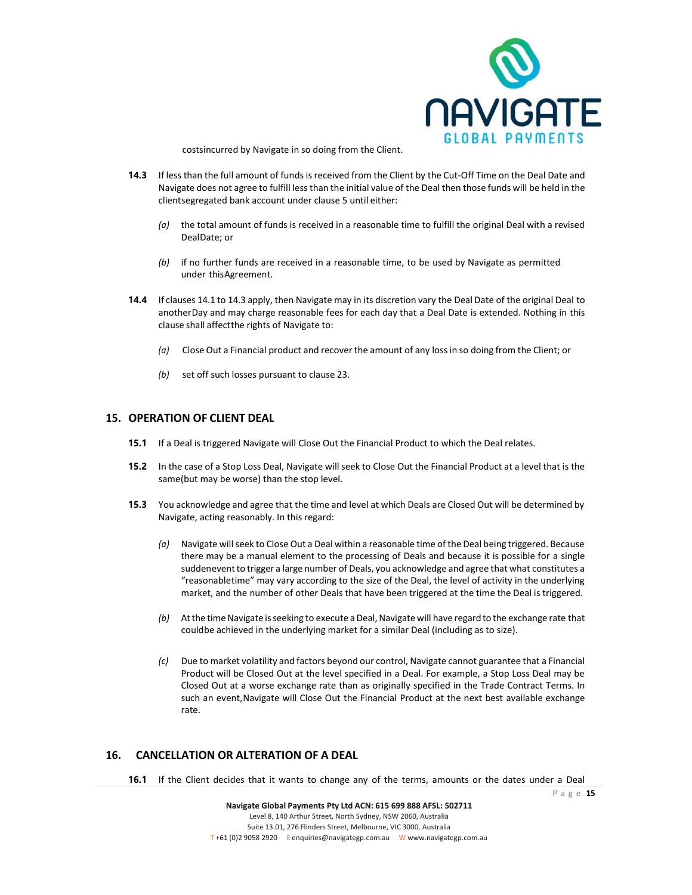costsincurred by Navigate in so doing from the Client.

**14.3** If less than the full amount of funds is received from the Client by the Cut-Off Time on the Deal Date and Navigate does not agree to fulfill less than the initial value of the Deal then those funds will be held in the clientsegregated bank account under clause 5 until either:

*(a)* the total amount of funds is received in a reasonable time to fulfill the original Deal with a revised DealDate; or

*(b)* if no further funds are received in a reasonable time, to be used by Navigate as permitted under thisAgreement.

**14.4** If clauses 14.1 to 14.3 apply, then Navigate may in its discretion vary the Deal Date of the original Deal to anotherDay and may charge reasonable fees for each day that a Deal Date is extended. Nothing in this clause shall affectthe rights of Navigate to:

*(a)* Close Out a Financial product and recover the amount of any loss in so doing from the Client; or

*(b)* set off such losses pursuant to clause 23.

## 15. OPERATION OF CLIENT DEAL

**15.1** If a Deal is triggered Navigate will Close Out the Financial Product to which the Deal relates.

**15.2** In the case of a Stop Loss Deal, Navigate will seek to Close Out the Financial Product at a level that is the same(but may be worse) than the stop level.

**15.3** You acknowledge and agree that the time and level at which Deals are Closed Out will be determined by Navigate, acting reasonably. In this regard:

*(a)* Navigate will seek to Close Out a Deal within a reasonable time of the Deal being triggered. Because there may be a manual element to the processing of Deals and because it is possible for a single suddenevent to trigger a large number of Deals, you acknowledge and agree that what constitutes a "reasonabletime" may vary according to the size of the Deal, the level of activity in the underlying market, and the number of other Deals that have been triggered at the time the Deal is triggered.

*(b)* At the time Navigate is seeking to execute a Deal, Navigate will have regard to the exchange rate that couldbe achieved in the underlying market for a similar Deal (including as to size).

*(c)* Due to market volatility and factors beyond our control, Navigate cannot guarantee that a Financial Product will be Closed Out at the level specified in a Deal. For example, a Stop Loss Deal may be Closed Out at a worse exchange rate than as originally specified in the Trade Contract Terms. In such an event,Navigate will Close Out the Financial Product at the next best available exchange rate.

## 16. CANCELLATION OR ALTERATION OF A DEAL

**16.1** If the Client decides that it wants to change any of the terms, amounts or the dates under a Deal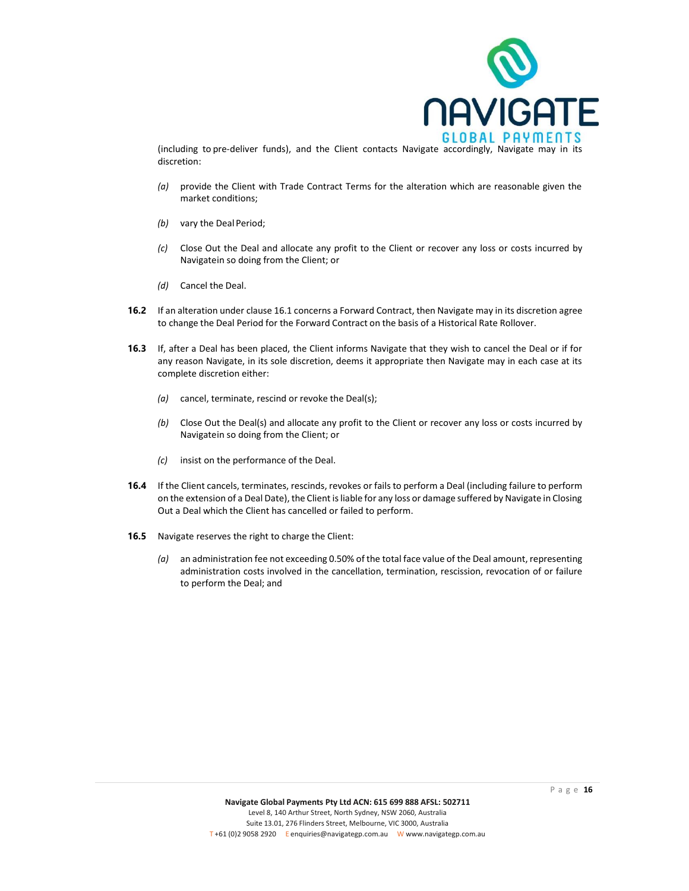(including to pre-deliver funds), and the Client contacts Navigate accordingly, Navigate may in its discretion:

*(a)* provide the Client with Trade Contract Terms for the alteration which are reasonable given the market conditions;

*(b)* vary the Deal Period;

*(c)* Close Out the Deal and allocate any profit to the Client or recover any loss or costs incurred by Navigatein so doing from the Client; or

*(d)* Cancel the Deal.

**16.2** If an alteration under clause 16.1 concerns a Forward Contract, then Navigate may in its discretion agree to change the Deal Period for the Forward Contract on the basis of a Historical Rate Rollover.

**16.3** If, after a Deal has been placed, the Client informs Navigate that they wish to cancel the Deal or if for any reason Navigate, in its sole discretion, deems it appropriate then Navigate may in each case at its complete discretion either:

*(a)* cancel, terminate, rescind or revoke the Deal(s);

*(b)* Close Out the Deal(s) and allocate any profit to the Client or recover any loss or costs incurred by Navigatein so doing from the Client; or

*(c)* insist on the performance of the Deal.

**16.4** If the Client cancels, terminates, rescinds, revokes or fails to perform a Deal (including failure to perform on the extension of a Deal Date), the Client is liable for any loss or damage suffered by Navigate in Closing Out a Deal which the Client has cancelled or failed to perform.

**16.5** Navigate reserves the right to charge the Client:

*(a)* an administration fee not exceeding 0.50% of the total face value of the Deal amount, representing administration costs involved in the cancellation, termination, rescission, revocation of or failure to perform the Deal; and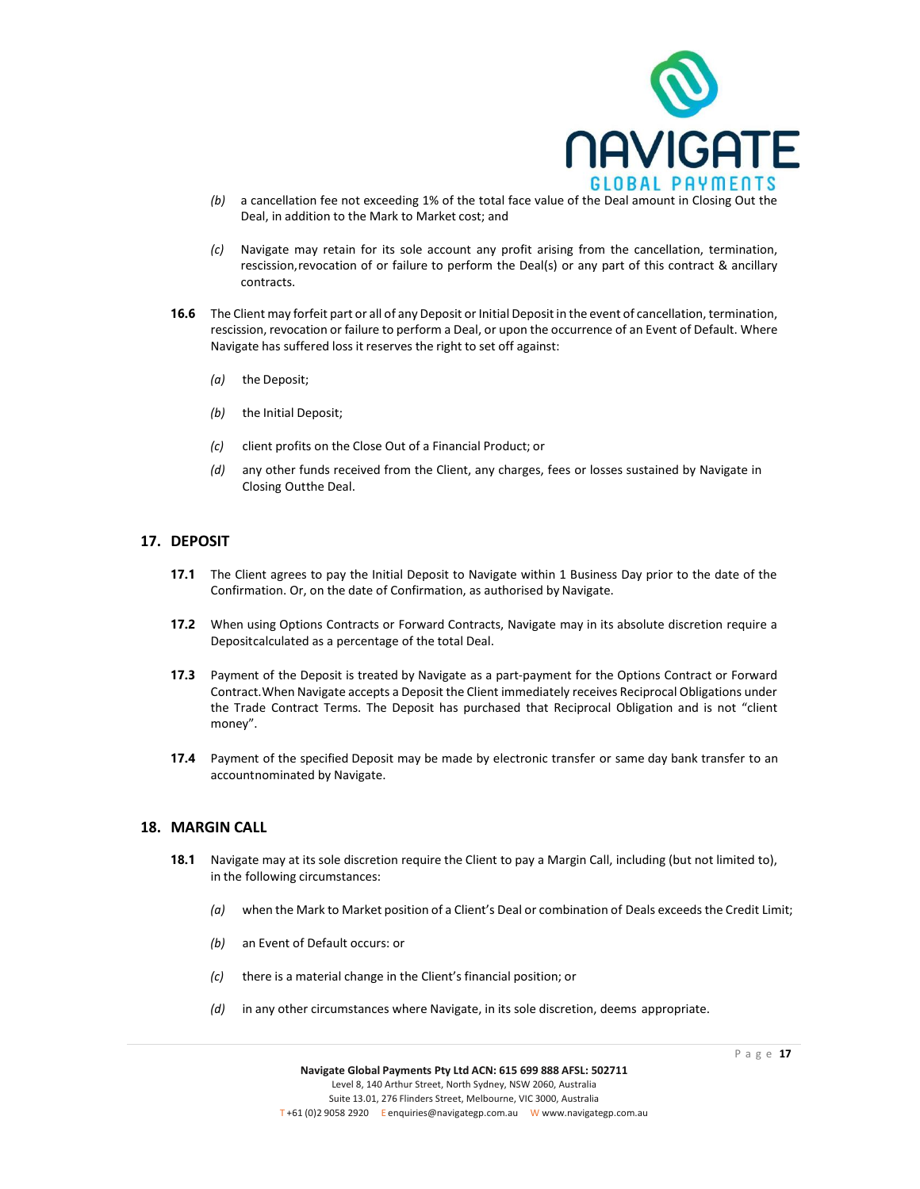*(b)* a cancellation fee not exceeding 1% of the total face value of the Deal amount in Closing Out the Deal, in addition to the Mark to Market cost; and

*(c)* Navigate may retain for its sole account any profit arising from the cancellation, termination, rescission,revocation of or failure to perform the Deal(s) or any part of this contract & ancillary contracts.

**16.6** The Client may forfeit part or all of any Deposit or Initial Deposit in the event of cancellation, termination, rescission, revocation or failure to perform a Deal, or upon the occurrence of an Event of Default. Where Navigate has suffered loss it reserves the right to set off against:

*(a)* the Deposit;

*(b)* the Initial Deposit;

*(c)* client profits on the Close Out of a Financial Product; or

*(d)* any other funds received from the Client, any charges, fees or losses sustained by Navigate in Closing Outthe Deal.

## 17. DEPOSIT

**17.1** The Client agrees to pay the Initial Deposit to Navigate within 1 Business Day prior to the date of the Confirmation. Or, on the date of Confirmation, as authorised by Navigate.

**17.2** When using Options Contracts or Forward Contracts, Navigate may in its absolute discretion require a Depositcalculated as a percentage of the total Deal.

**17.3** Payment of the Deposit is treated by Navigate as a part-payment for the Options Contract or Forward Contract.When Navigate accepts a Deposit the Client immediately receives Reciprocal Obligations under the Trade Contract Terms. The Deposit has purchased that Reciprocal Obligation and is not "client money".

**17.4** Payment of the specified Deposit may be made by electronic transfer or same day bank transfer to an accountnominated by Navigate.

## 18. MARGIN CALL

**18.1** Navigate may at its sole discretion require the Client to pay a Margin Call, including (but not limited to), in the following circumstances:

*(a)* when the Mark to Market position of a Client's Deal or combination of Deals exceeds the Credit Limit;

*(b)* an Event of Default occurs: or

*(c)* there is a material change in the Client's financial position; or

*(d)* in any other circumstances where Navigate, in its sole discretion, deems appropriate.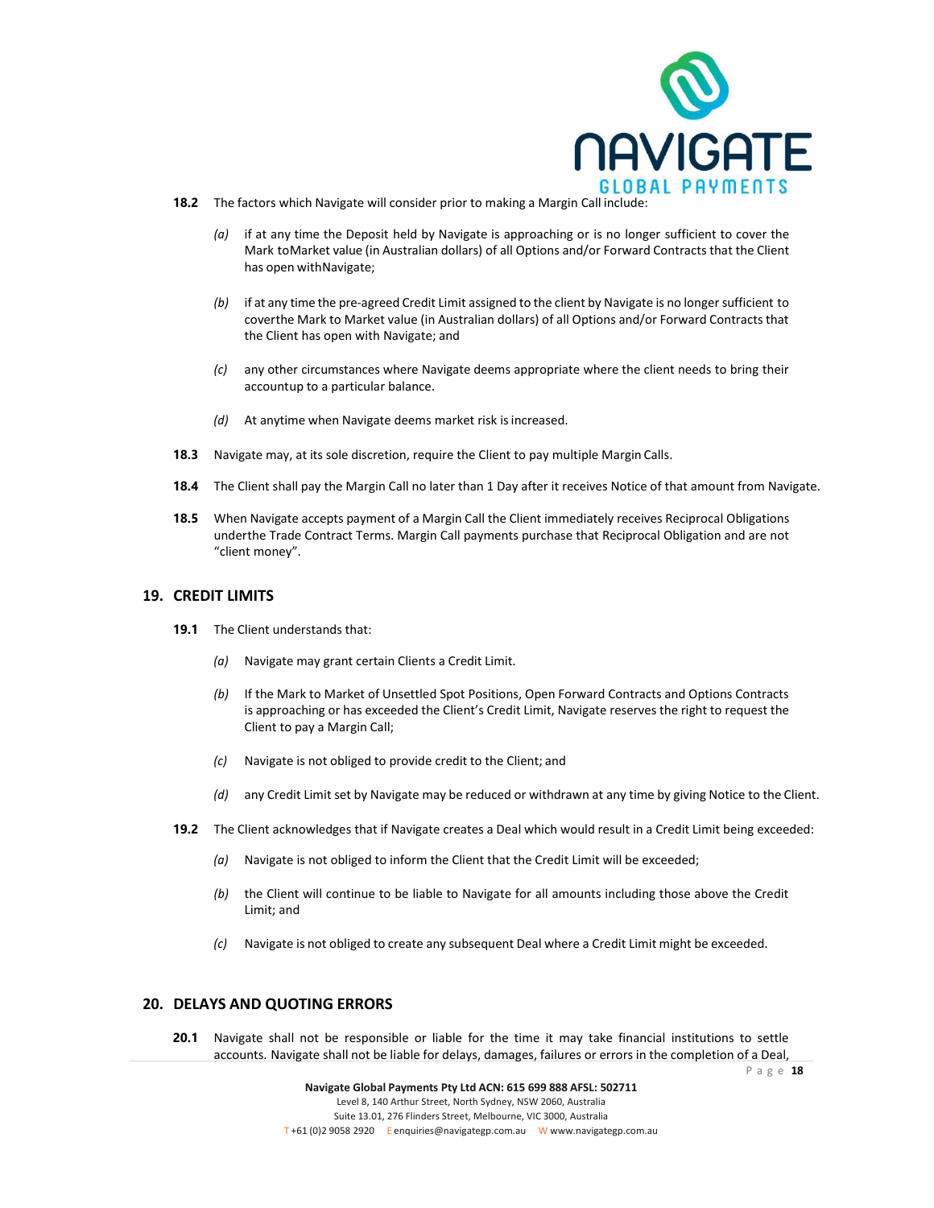**18.2** The factors which Navigate will consider prior to making a Margin Call include:

*(a)* if at any time the Deposit held by Navigate is approaching or is no longer sufficient to cover the Mark toMarket value (in Australian dollars) of all Options and/or Forward Contracts that the Client has open withNavigate;

*(b)* if at any time the pre-agreed Credit Limit assigned to the client by Navigate is no longer sufficient to coverthe Mark to Market value (in Australian dollars) of all Options and/or Forward Contracts that the Client has open with Navigate; and

*(c)* any other circumstances where Navigate deems appropriate where the client needs to bring their accountup to a particular balance.

*(d)* At anytime when Navigate deems market risk is increased.

**18.3** Navigate may, at its sole discretion, require the Client to pay multiple Margin Calls.

**18.4** The Client shall pay the Margin Call no later than 1 Day after it receives Notice of that amount from Navigate.

**18.5** When Navigate accepts payment of a Margin Call the Client immediately receives Reciprocal Obligations underthe Trade Contract Terms. Margin Call payments purchase that Reciprocal Obligation and are not "client money".

## 19. CREDIT LIMITS

**19.1** The Client understands that:

*(a)* Navigate may grant certain Clients a Credit Limit.

*(b)* If the Mark to Market of Unsettled Spot Positions, Open Forward Contracts and Options Contracts is approaching or has exceeded the Client's Credit Limit, Navigate reserves the right to request the Client to pay a Margin Call;

*(c)* Navigate is not obliged to provide credit to the Client; and

*(d)* any Credit Limit set by Navigate may be reduced or withdrawn at any time by giving Notice to the Client.

**19.2** The Client acknowledges that if Navigate creates a Deal which would result in a Credit Limit being exceeded:

*(a)* Navigate is not obliged to inform the Client that the Credit Limit will be exceeded;

*(b)* the Client will continue to be liable to Navigate for all amounts including those above the Credit Limit; and

*(c)* Navigate is not obliged to create any subsequent Deal where a Credit Limit might be exceeded.

## 20. DELAYS AND QUOTING ERRORS

**20.1** Navigate shall not be responsible or liable for the time it may take financial institutions to settle accounts. Navigate shall not be liable for delays, damages, failures or errors in the completion of a Deal,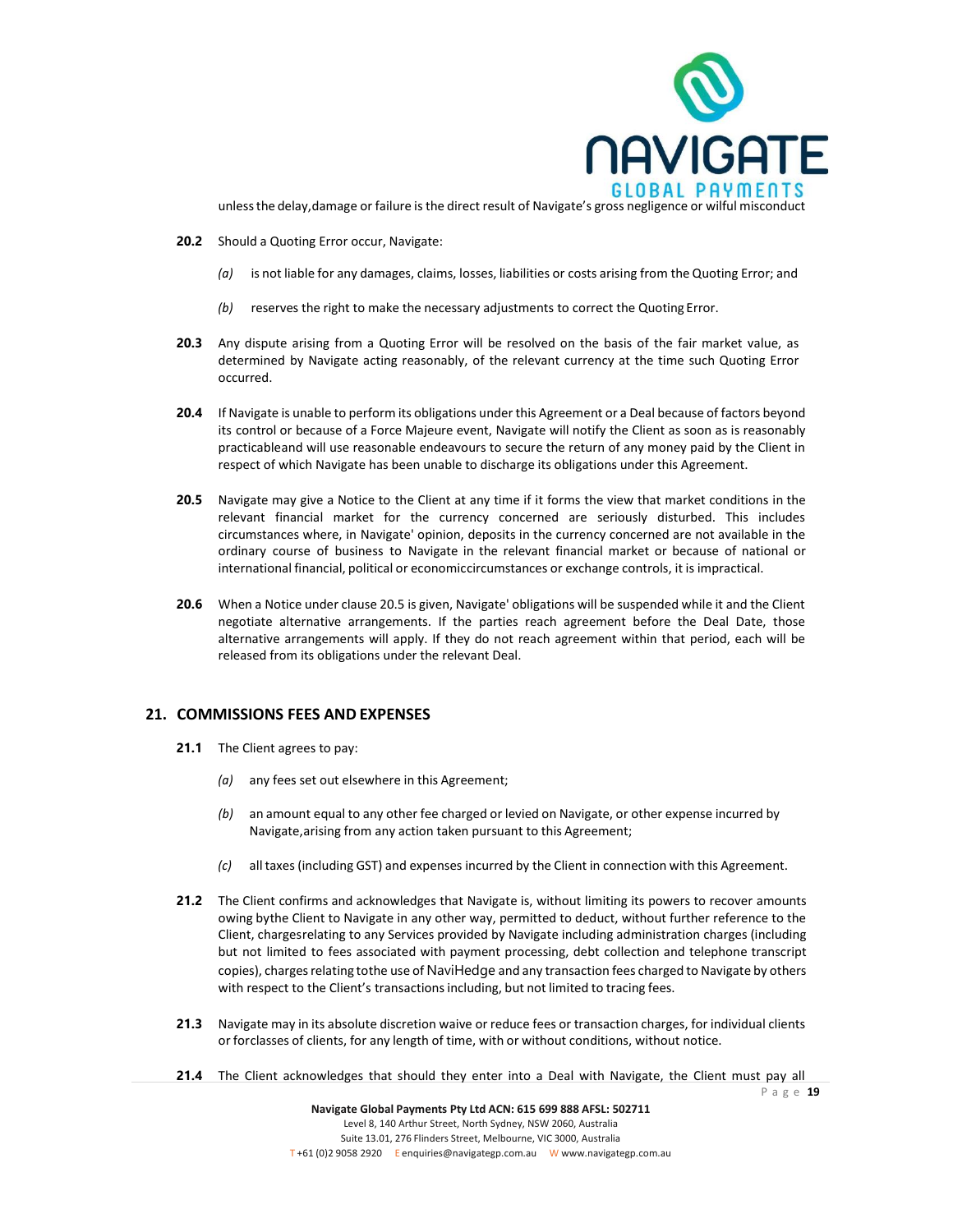unless the delay,damage or failure is the direct result of Navigate's gross negligence or wilful misconduct

**20.2** Should a Quoting Error occur, Navigate:

*(a)* is not liable for any damages, claims, losses, liabilities or costs arising from the Quoting Error; and

*(b)* reserves the right to make the necessary adjustments to correct the Quoting Error.

**20.3** Any dispute arising from a Quoting Error will be resolved on the basis of the fair market value, as determined by Navigate acting reasonably, of the relevant currency at the time such Quoting Error occurred.

**20.4** If Navigate is unable to perform its obligations under this Agreement or a Deal because of factors beyond its control or because of a Force Majeure event, Navigate will notify the Client as soon as is reasonably practicableand will use reasonable endeavours to secure the return of any money paid by the Client in respect of which Navigate has been unable to discharge its obligations under this Agreement.

**20.5** Navigate may give a Notice to the Client at any time if it forms the view that market conditions in the relevant financial market for the currency concerned are seriously disturbed. This includes circumstances where, in Navigate' opinion, deposits in the currency concerned are not available in the ordinary course of business to Navigate in the relevant financial market or because of national or international financial, political or economiccircumstances or exchange controls, it is impractical.

**20.6** When a Notice under clause 20.5 is given, Navigate' obligations will be suspended while it and the Client negotiate alternative arrangements. If the parties reach agreement before the Deal Date, those alternative arrangements will apply. If they do not reach agreement within that period, each will be released from its obligations under the relevant Deal.

## 21. COMMISSIONS FEES AND EXPENSES

**21.1** The Client agrees to pay:

*(a)* any fees set out elsewhere in this Agreement;

*(b)* an amount equal to any other fee charged or levied on Navigate, or other expense incurred by Navigate,arising from any action taken pursuant to this Agreement;

*(c)* all taxes (including GST) and expenses incurred by the Client in connection with this Agreement.

**21.2** The Client confirms and acknowledges that Navigate is, without limiting its powers to recover amounts owing bythe Client to Navigate in any other way, permitted to deduct, without further reference to the Client, chargesrelating to any Services provided by Navigate including administration charges (including but not limited to fees associated with payment processing, debt collection and telephone transcript copies), charges relating tothe use of NaviHedge and any transaction fees charged to Navigate by others with respect to the Client's transactions including, but not limited to tracing fees.

**21.3** Navigate may in its absolute discretion waive or reduce fees or transaction charges, for individual clients or forclasses of clients, for any length of time, with or without conditions, without notice.

**21.4** The Client acknowledges that should they enter into a Deal with Navigate, the Client must pay all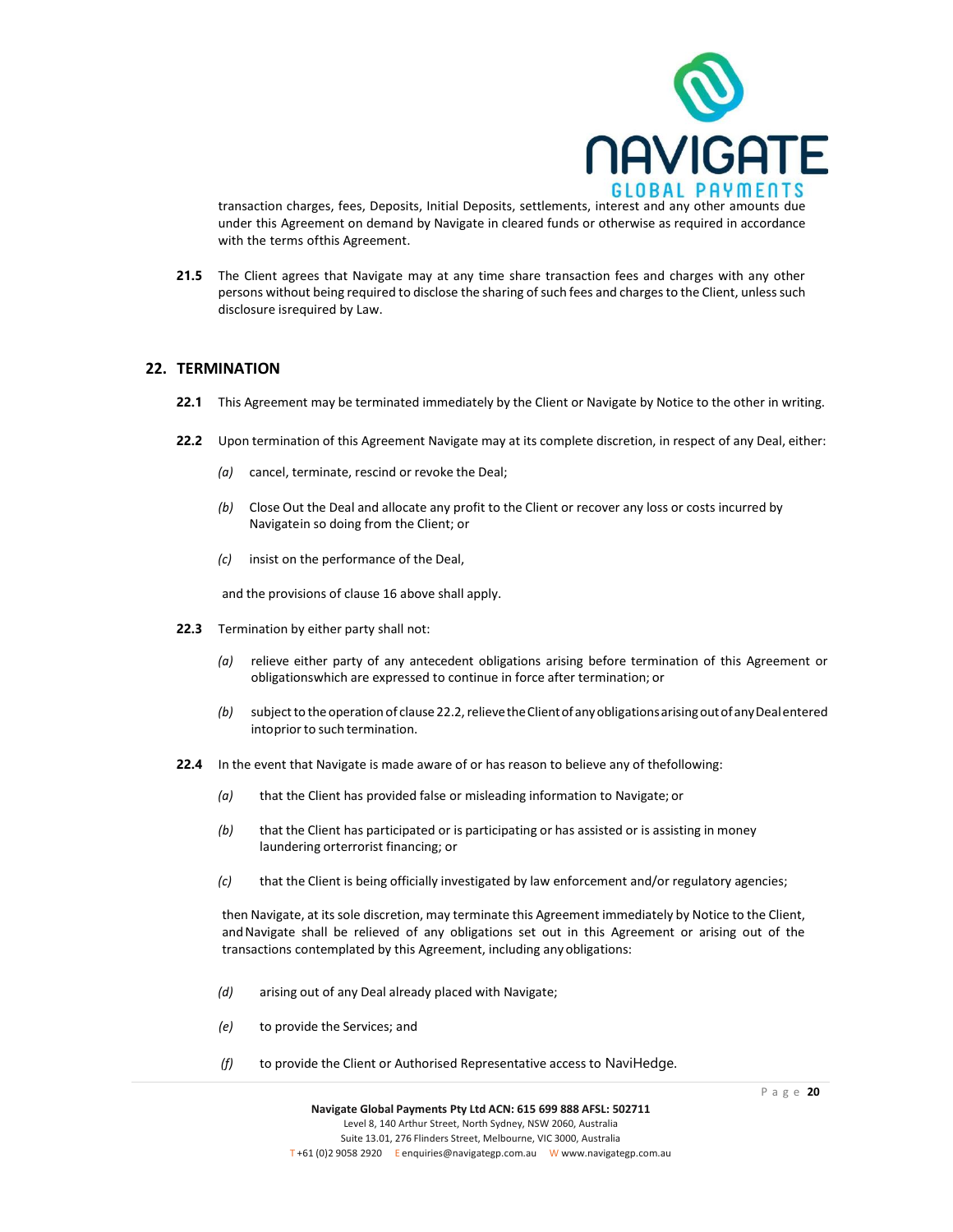transaction charges, fees, Deposits, Initial Deposits, settlements, interest and any other amounts due under this Agreement on demand by Navigate in cleared funds or otherwise as required in accordance with the terms ofthis Agreement.

**21.5** The Client agrees that Navigate may at any time share transaction fees and charges with any other persons without being required to disclose the sharing of such fees and charges to the Client, unless such disclosure isrequired by Law.

## 22. TERMINATION

**22.1** This Agreement may be terminated immediately by the Client or Navigate by Notice to the other in writing.

**22.2** Upon termination of this Agreement Navigate may at its complete discretion, in respect of any Deal, either:

*(a)* cancel, terminate, rescind or revoke the Deal;

*(b)* Close Out the Deal and allocate any profit to the Client or recover any loss or costs incurred by Navigatein so doing from the Client; or

*(c)* insist on the performance of the Deal,

and the provisions of clause 16 above shall apply.

**22.3** Termination by either party shall not:

*(a)* relieve either party of any antecedent obligations arising before termination of this Agreement or obligationswhich are expressed to continue in force after termination; or

*(b)* subject to the operation of clause 22.2, relieve the Client of any obligations arising out of any Deal entered intoprior to such termination.

**22.4** In the event that Navigate is made aware of or has reason to believe any of thefollowing:

*(a)* that the Client has provided false or misleading information to Navigate; or

*(b)* that the Client has participated or is participating or has assisted or is assisting in money laundering orterrorist financing; or

*(c)* that the Client is being officially investigated by law enforcement and/or regulatory agencies;

then Navigate, at its sole discretion, may terminate this Agreement immediately by Notice to the Client, and Navigate shall be relieved of any obligations set out in this Agreement or arising out of the transactions contemplated by this Agreement, including any obligations:

*(d)* arising out of any Deal already placed with Navigate;

*(e)* to provide the Services; and

*(f)* to provide the Client or Authorised Representative access to NaviHedge.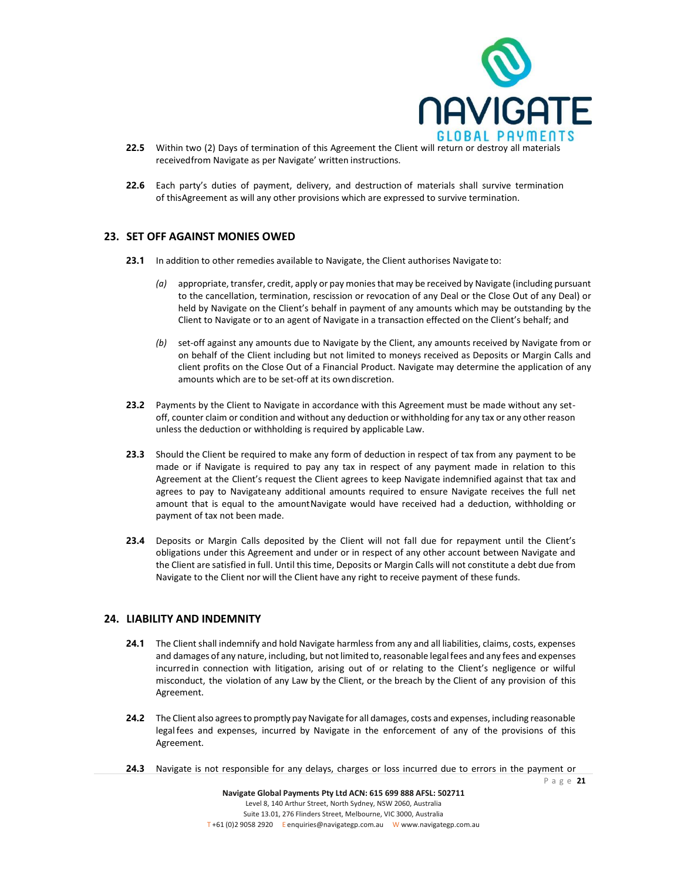**22.5** Within two (2) Days of termination of this Agreement the Client will return or destroy all materials receivedfrom Navigate as per Navigate' written instructions.

**22.6** Each party's duties of payment, delivery, and destruction of materials shall survive termination of thisAgreement as will any other provisions which are expressed to survive termination.

## 23. SET OFF AGAINST MONIES OWED

**23.1** In addition to other remedies available to Navigate, the Client authorises Navigate to:

*(a)* appropriate, transfer, credit, apply or pay monies that may be received by Navigate (including pursuant to the cancellation, termination, rescission or revocation of any Deal or the Close Out of any Deal) or held by Navigate on the Client's behalf in payment of any amounts which may be outstanding by the Client to Navigate or to an agent of Navigate in a transaction effected on the Client's behalf; and

*(b)* set-off against any amounts due to Navigate by the Client, any amounts received by Navigate from or on behalf of the Client including but not limited to moneys received as Deposits or Margin Calls and client profits on the Close Out of a Financial Product. Navigate may determine the application of any amounts which are to be set-off at its own discretion.

**23.2** Payments by the Client to Navigate in accordance with this Agreement must be made without any set-off, counter claim or condition and without any deduction or withholding for any tax or any other reason unless the deduction or withholding is required by applicable Law.

**23.3** Should the Client be required to make any form of deduction in respect of tax from any payment to be made or if Navigate is required to pay any tax in respect of any payment made in relation to this Agreement at the Client's request the Client agrees to keep Navigate indemnified against that tax and agrees to pay to Navigateany additional amounts required to ensure Navigate receives the full net amount that is equal to the amountNavigate would have received had a deduction, withholding or payment of tax not been made.

**23.4** Deposits or Margin Calls deposited by the Client will not fall due for repayment until the Client's obligations under this Agreement and under or in respect of any other account between Navigate and the Client are satisfied in full. Until this time, Deposits or Margin Calls will not constitute a debt due from Navigate to the Client nor will the Client have any right to receive payment of these funds.

## 24. LIABILITY AND INDEMNITY

**24.1** The Client shall indemnify and hold Navigate harmless from any and all liabilities, claims, costs, expenses and damages of any nature, including, but not limited to, reasonable legal fees and any fees and expenses incurredin connection with litigation, arising out of or relating to the Client's negligence or wilful misconduct, the violation of any Law by the Client, or the breach by the Client of any provision of this Agreement.

**24.2** The Client also agrees to promptly pay Navigate for all damages, costs and expenses, including reasonable legal fees and expenses, incurred by Navigate in the enforcement of any of the provisions of this Agreement.

**24.3** Navigate is not responsible for any delays, charges or loss incurred due to errors in the payment or

Navigate Global Payments Pty Ltd ACN: 615 699 888 AFSL: 502711
Level 8, 140 Arthur Street, North Sydney, NSW 2060, Australia
Suite 13.01, 276 Flinders Street, Melbourne, VIC 3000, Australia
T +61 (0)2 9058 2920 E enquiries@navigategp.com.au W www.navigategp.com.au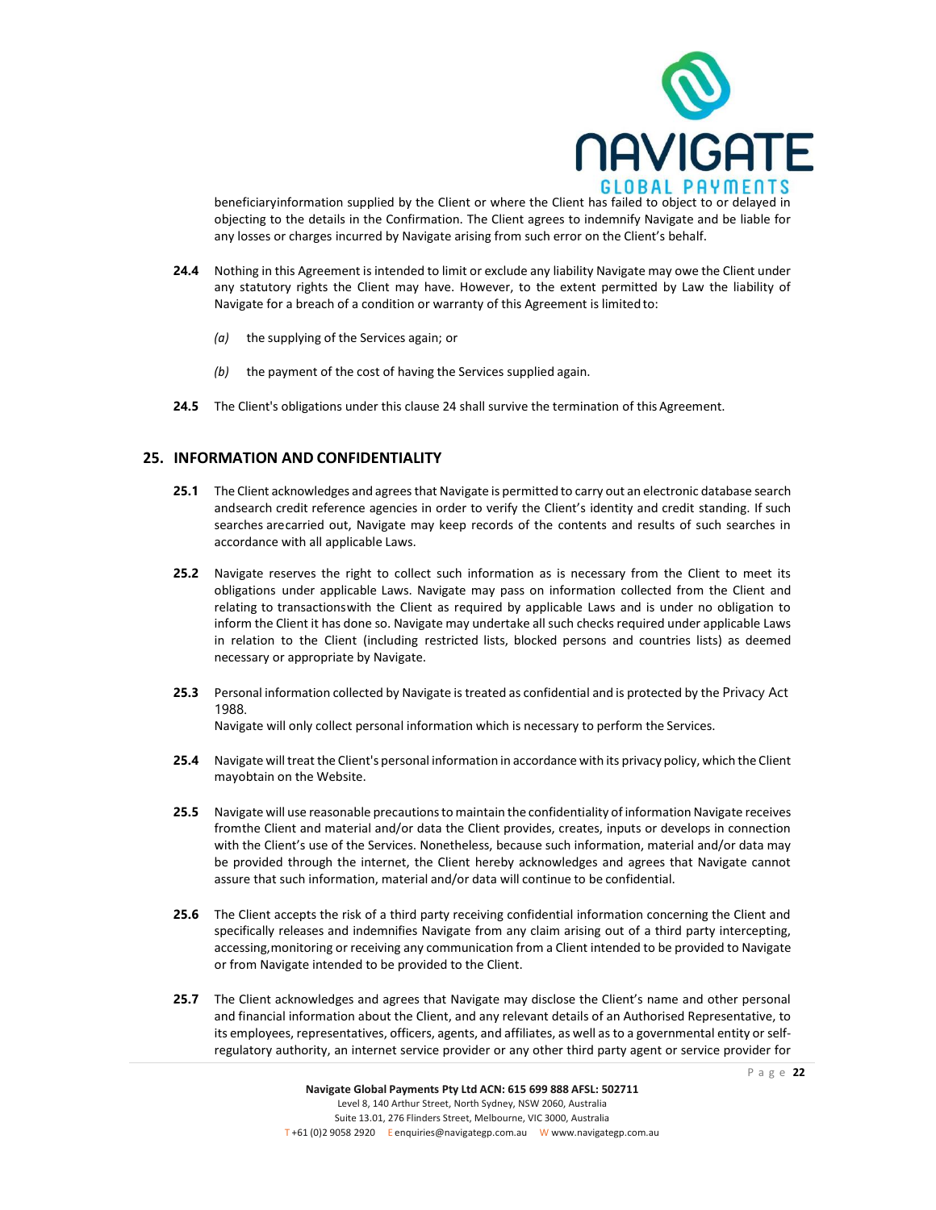beneficiaryinformation supplied by the Client or where the Client has failed to object to or delayed in objecting to the details in the Confirmation. The Client agrees to indemnify Navigate and be liable for any losses or charges incurred by Navigate arising from such error on the Client's behalf.

**24.4** Nothing in this Agreement is intended to limit or exclude any liability Navigate may owe the Client under any statutory rights the Client may have. However, to the extent permitted by Law the liability of Navigate for a breach of a condition or warranty of this Agreement is limited to:

*(a)* the supplying of the Services again; or

*(b)* the payment of the cost of having the Services supplied again.

**24.5** The Client's obligations under this clause 24 shall survive the termination of this Agreement.

## 25. INFORMATION AND CONFIDENTIALITY

**25.1** The Client acknowledges and agrees that Navigate is permitted to carry out an electronic database search andsearch credit reference agencies in order to verify the Client's identity and credit standing. If such searches arecarried out, Navigate may keep records of the contents and results of such searches in accordance with all applicable Laws.

**25.2** Navigate reserves the right to collect such information as is necessary from the Client to meet its obligations under applicable Laws. Navigate may pass on information collected from the Client and relating to transactionswith the Client as required by applicable Laws and is under no obligation to inform the Client it has done so. Navigate may undertake all such checks required under applicable Laws in relation to the Client (including restricted lists, blocked persons and countries lists) as deemed necessary or appropriate by Navigate.

**25.3** Personal information collected by Navigate is treated as confidential and is protected by the Privacy Act 1988.
Navigate will only collect personal information which is necessary to perform the Services.

**25.4** Navigate will treat the Client's personal information in accordance with its privacy policy, which the Client mayobtain on the Website.

**25.5** Navigate will use reasonable precautions to maintain the confidentiality of information Navigate receives fromthe Client and material and/or data the Client provides, creates, inputs or develops in connection with the Client's use of the Services. Nonetheless, because such information, material and/or data may be provided through the internet, the Client hereby acknowledges and agrees that Navigate cannot assure that such information, material and/or data will continue to be confidential.

**25.6** The Client accepts the risk of a third party receiving confidential information concerning the Client and specifically releases and indemnifies Navigate from any claim arising out of a third party intercepting, accessing,monitoring or receiving any communication from a Client intended to be provided to Navigate or from Navigate intended to be provided to the Client.

**25.7** The Client acknowledges and agrees that Navigate may disclose the Client's name and other personal and financial information about the Client, and any relevant details of an Authorised Representative, to its employees, representatives, officers, agents, and affiliates, as well as to a governmental entity or self-regulatory authority, an internet service provider or any other third party agent or service provider for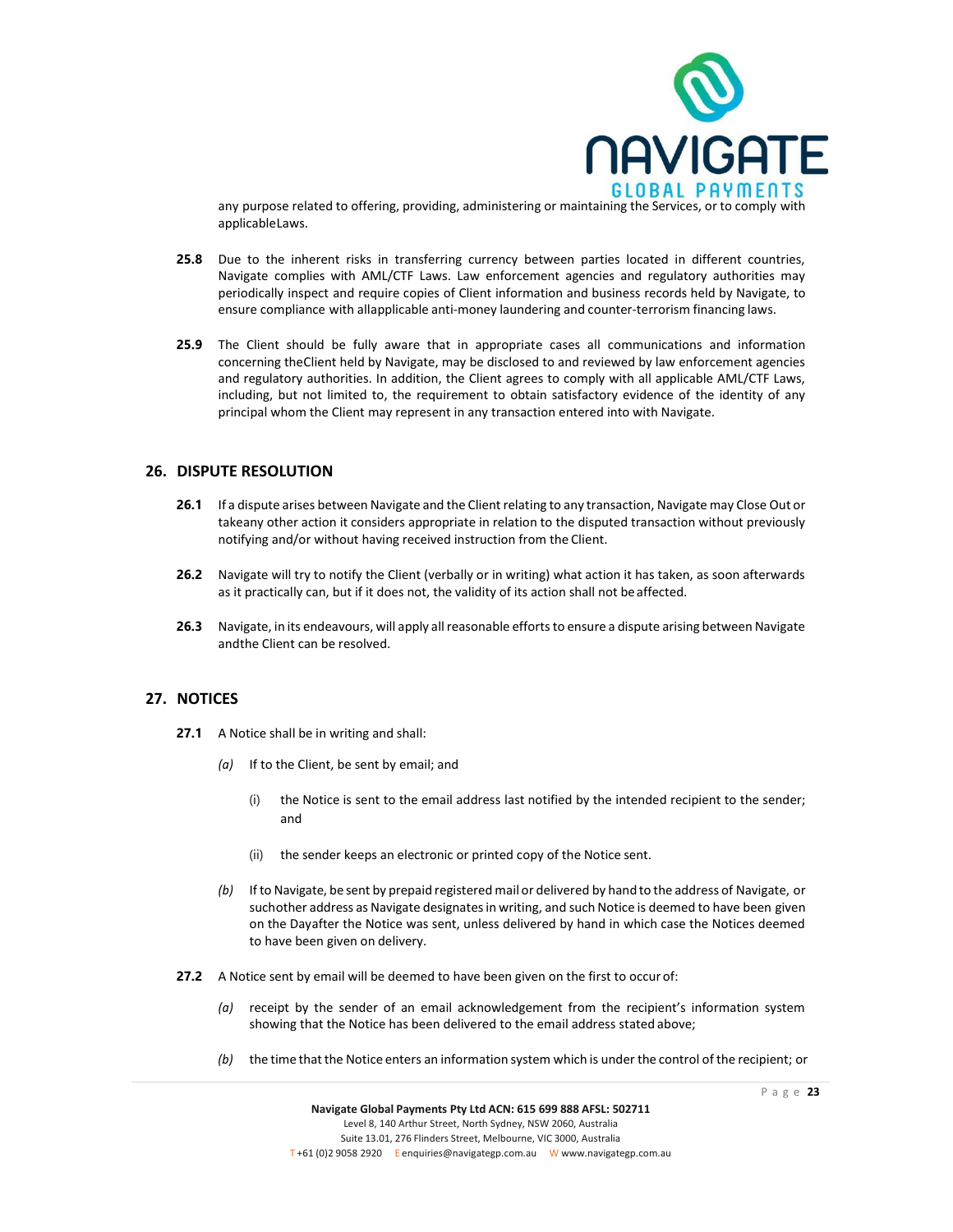any purpose related to offering, providing, administering or maintaining the Services, or to comply with applicableLaws.

**25.8** Due to the inherent risks in transferring currency between parties located in different countries, Navigate complies with AML/CTF Laws. Law enforcement agencies and regulatory authorities may periodically inspect and require copies of Client information and business records held by Navigate, to ensure compliance with allapplicable anti-money laundering and counter-terrorism financing laws.

**25.9** The Client should be fully aware that in appropriate cases all communications and information concerning theClient held by Navigate, may be disclosed to and reviewed by law enforcement agencies and regulatory authorities. In addition, the Client agrees to comply with all applicable AML/CTF Laws, including, but not limited to, the requirement to obtain satisfactory evidence of the identity of any principal whom the Client may represent in any transaction entered into with Navigate.

## 26. DISPUTE RESOLUTION

**26.1** If a dispute arises between Navigate and the Client relating to any transaction, Navigate may Close Out or takeany other action it considers appropriate in relation to the disputed transaction without previously notifying and/or without having received instruction from the Client.

**26.2** Navigate will try to notify the Client (verbally or in writing) what action it has taken, as soon afterwards as it practically can, but if it does not, the validity of its action shall not be affected.

**26.3** Navigate, in its endeavours, will apply all reasonable efforts to ensure a dispute arising between Navigate andthe Client can be resolved.

## 27. NOTICES

**27.1** A Notice shall be in writing and shall:

*(a)* If to the Client, be sent by email; and

(i) the Notice is sent to the email address last notified by the intended recipient to the sender; and

(ii) the sender keeps an electronic or printed copy of the Notice sent.

*(b)* If to Navigate, be sent by prepaid registered mail or delivered by hand to the address of Navigate, or suchother address as Navigate designates in writing, and such Notice is deemed to have been given on the Dayafter the Notice was sent, unless delivered by hand in which case the Notices deemed to have been given on delivery.

**27.2** A Notice sent by email will be deemed to have been given on the first to occur of:

*(a)* receipt by the sender of an email acknowledgement from the recipient's information system showing that the Notice has been delivered to the email address stated above;

*(b)* the time that the Notice enters an information system which is under the control of the recipient; or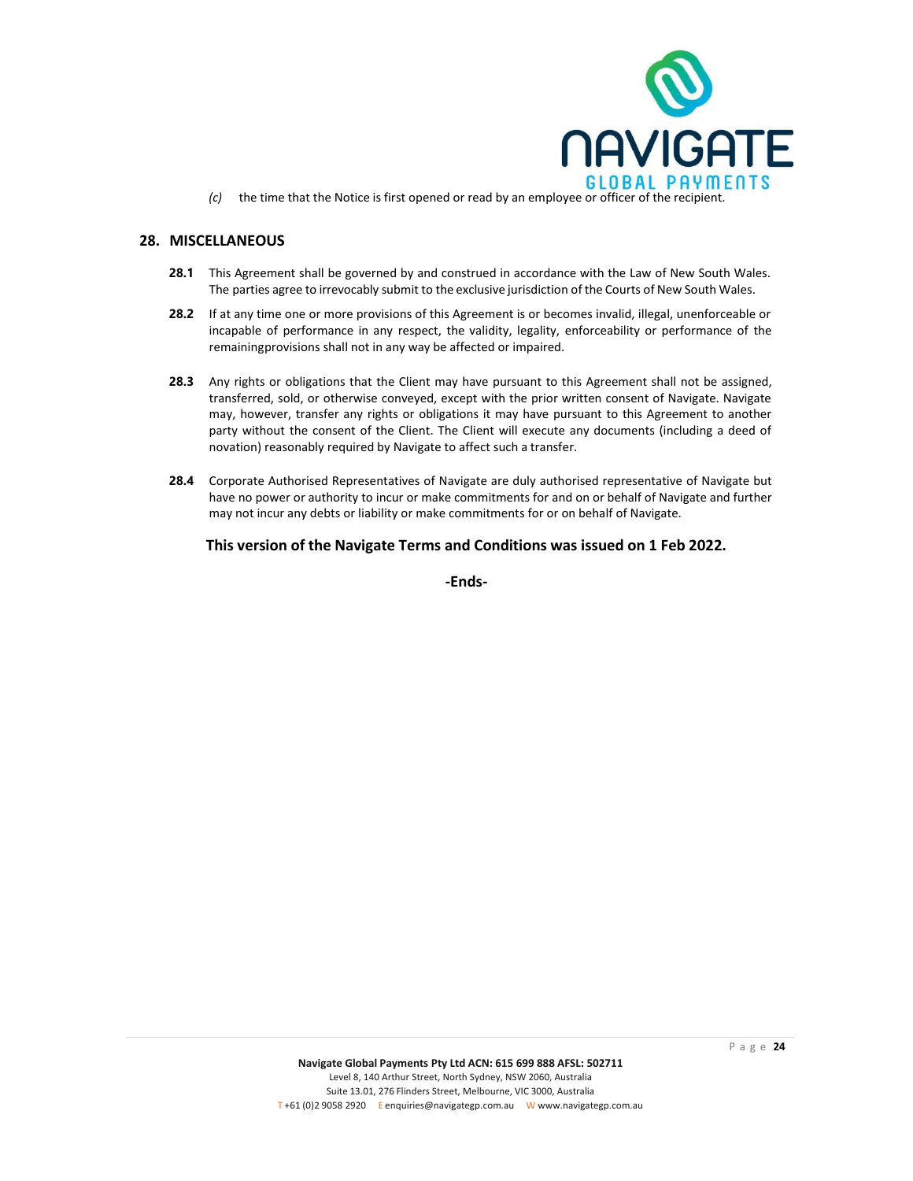*(c)* the time that the Notice is first opened or read by an employee or officer of the recipient.

## 28. MISCELLANEOUS

**28.1** This Agreement shall be governed by and construed in accordance with the Law of New South Wales. The parties agree to irrevocably submit to the exclusive jurisdiction of the Courts of New South Wales.

**28.2** If at any time one or more provisions of this Agreement is or becomes invalid, illegal, unenforceable or incapable of performance in any respect, the validity, legality, enforceability or performance of the remainingprovisions shall not in any way be affected or impaired.

**28.3** Any rights or obligations that the Client may have pursuant to this Agreement shall not be assigned, transferred, sold, or otherwise conveyed, except with the prior written consent of Navigate. Navigate may, however, transfer any rights or obligations it may have pursuant to this Agreement to another party without the consent of the Client. The Client will execute any documents (including a deed of novation) reasonably required by Navigate to affect such a transfer.

**28.4** Corporate Authorised Representatives of Navigate are duly authorised representative of Navigate but have no power or authority to incur or make commitments for and on or behalf of Navigate and further may not incur any debts or liability or make commitments for or on behalf of Navigate.

**This version of the Navigate Terms and Conditions was issued on 1 Feb 2022.**

**-Ends-**